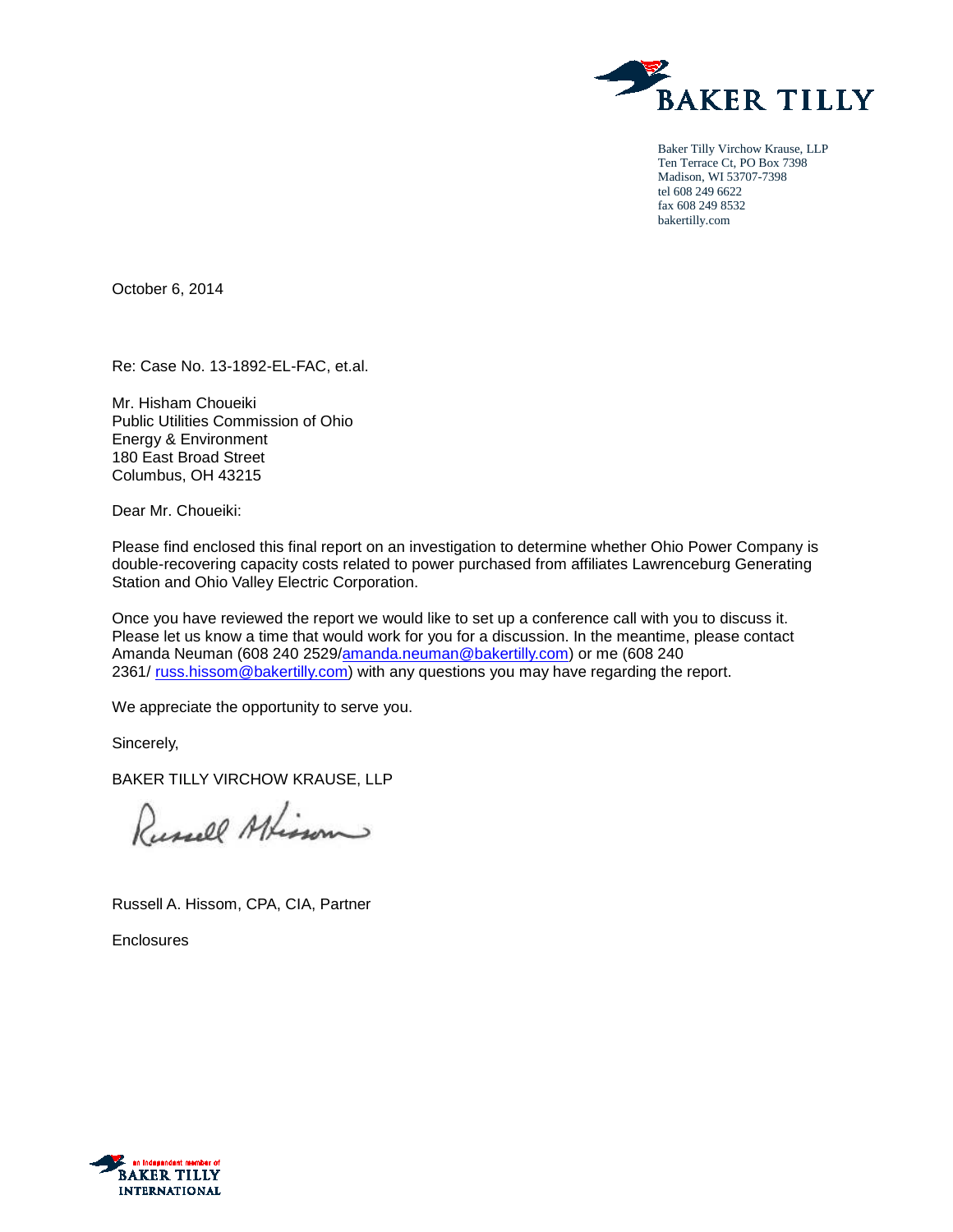BAKER TILLY

Baker Tilly Virchow Krause, LLP
Ten Terrace Ct, PO Box 7398
Madison, WI 53707-7398
tel 608 249 6622
fax 608 249 8532
bakertilly.com

October 6, 2014

Re: Case No. 13-1892-EL-FAC, et.al.

Mr. Hisham Choueiki
Public Utilities Commission of Ohio
Energy & Environment
180 East Broad Street
Columbus, OH 43215

Dear Mr. Choueiki:

Please find enclosed this final report on an investigation to determine whether Ohio Power Company is double-recovering capacity costs related to power purchased from affiliates Lawrenceburg Generating Station and Ohio Valley Electric Corporation.

Once you have reviewed the report we would like to set up a conference call with you to discuss it. Please let us know a time that would work for you for a discussion. In the meantime, please contact Amanda Neuman (608 240 2529/amanda.neuman@bakertilly.com) or me (608 240 2361/ russ.hissom@bakertilly.com) with any questions you may have regarding the report.

We appreciate the opportunity to serve you.

Sincerely,

BAKER TILLY VIRCHOW KRAUSE, LLP

Russell A. Hissom, CPA, CIA, Partner

Enclosures

an independent member of BAKER TILLY INTERNATIONAL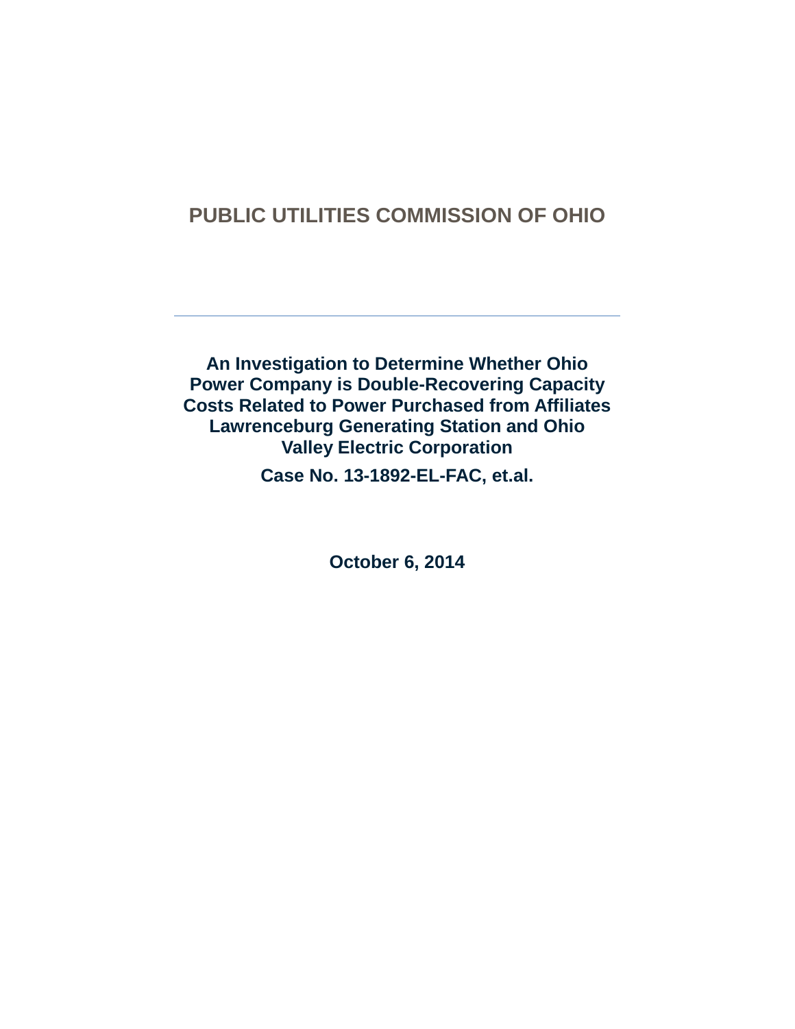# PUBLIC UTILITIES COMMISSION OF OHIO

---

**An Investigation to Determine Whether Ohio Power Company is Double-Recovering Capacity Costs Related to Power Purchased from Affiliates Lawrenceburg Generating Station and Ohio Valley Electric Corporation**

**Case No. 13-1892-EL-FAC, et.al.**

**October 6, 2014**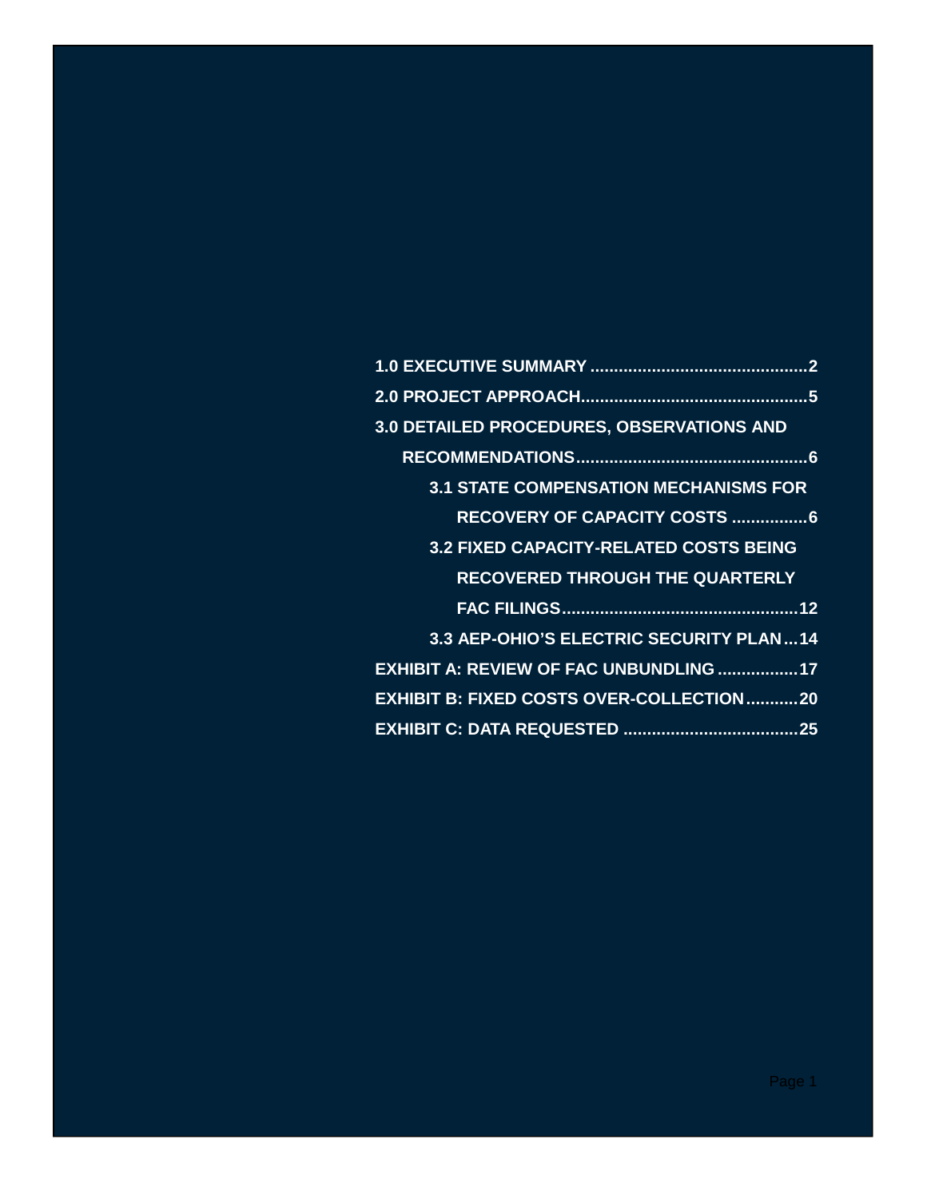1.0 EXECUTIVE SUMMARY ..........................................2

2.0 PROJECT APPROACH..........................................5

3.0 DETAILED PROCEDURES, OBSERVATIONS AND RECOMMENDATIONS..........................................6

- 3.1 STATE COMPENSATION MECHANISMS FOR RECOVERY OF CAPACITY COSTS ................6
- 3.2 FIXED CAPACITY-RELATED COSTS BEING RECOVERED THROUGH THE QUARTERLY FAC FILINGS..........................................12
- 3.3 AEP-OHIO'S ELECTRIC SECURITY PLAN...14

EXHIBIT A: REVIEW OF FAC UNBUNDLING .................17

EXHIBIT B: FIXED COSTS OVER-COLLECTION...........20

EXHIBIT C: DATA REQUESTED .....................................25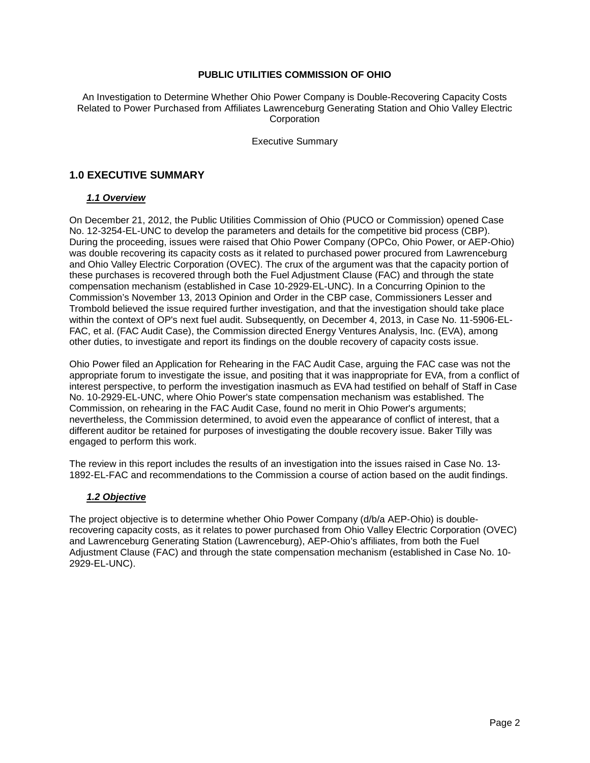**PUBLIC UTILITIES COMMISSION OF OHIO**

An Investigation to Determine Whether Ohio Power Company is Double-Recovering Capacity Costs Related to Power Purchased from Affiliates Lawrenceburg Generating Station and Ohio Valley Electric Corporation

Executive Summary

## 1.0 EXECUTIVE SUMMARY

### *1.1 Overview*

On December 21, 2012, the Public Utilities Commission of Ohio (PUCO or Commission) opened Case No. 12-3254-EL-UNC to develop the parameters and details for the competitive bid process (CBP). During the proceeding, issues were raised that Ohio Power Company (OPCo, Ohio Power, or AEP-Ohio) was double recovering its capacity costs as it related to purchased power procured from Lawrenceburg and Ohio Valley Electric Corporation (OVEC). The crux of the argument was that the capacity portion of these purchases is recovered through both the Fuel Adjustment Clause (FAC) and through the state compensation mechanism (established in Case 10-2929-EL-UNC). In a Concurring Opinion to the Commission's November 13, 2013 Opinion and Order in the CBP case, Commissioners Lesser and Trombold believed the issue required further investigation, and that the investigation should take place within the context of OP's next fuel audit. Subsequently, on December 4, 2013, in Case No. 11-5906-EL-FAC, et al. (FAC Audit Case), the Commission directed Energy Ventures Analysis, Inc. (EVA), among other duties, to investigate and report its findings on the double recovery of capacity costs issue.

Ohio Power filed an Application for Rehearing in the FAC Audit Case, arguing the FAC case was not the appropriate forum to investigate the issue, and positing that it was inappropriate for EVA, from a conflict of interest perspective, to perform the investigation inasmuch as EVA had testified on behalf of Staff in Case No. 10-2929-EL-UNC, where Ohio Power's state compensation mechanism was established. The Commission, on rehearing in the FAC Audit Case, found no merit in Ohio Power's arguments; nevertheless, the Commission determined, to avoid even the appearance of conflict of interest, that a different auditor be retained for purposes of investigating the double recovery issue. Baker Tilly was engaged to perform this work.

The review in this report includes the results of an investigation into the issues raised in Case No. 13-1892-EL-FAC and recommendations to the Commission a course of action based on the audit findings.

### *1.2 Objective*

The project objective is to determine whether Ohio Power Company (d/b/a AEP-Ohio) is double-recovering capacity costs, as it relates to power purchased from Ohio Valley Electric Corporation (OVEC) and Lawrenceburg Generating Station (Lawrenceburg), AEP-Ohio's affiliates, from both the Fuel Adjustment Clause (FAC) and through the state compensation mechanism (established in Case No. 10-2929-EL-UNC).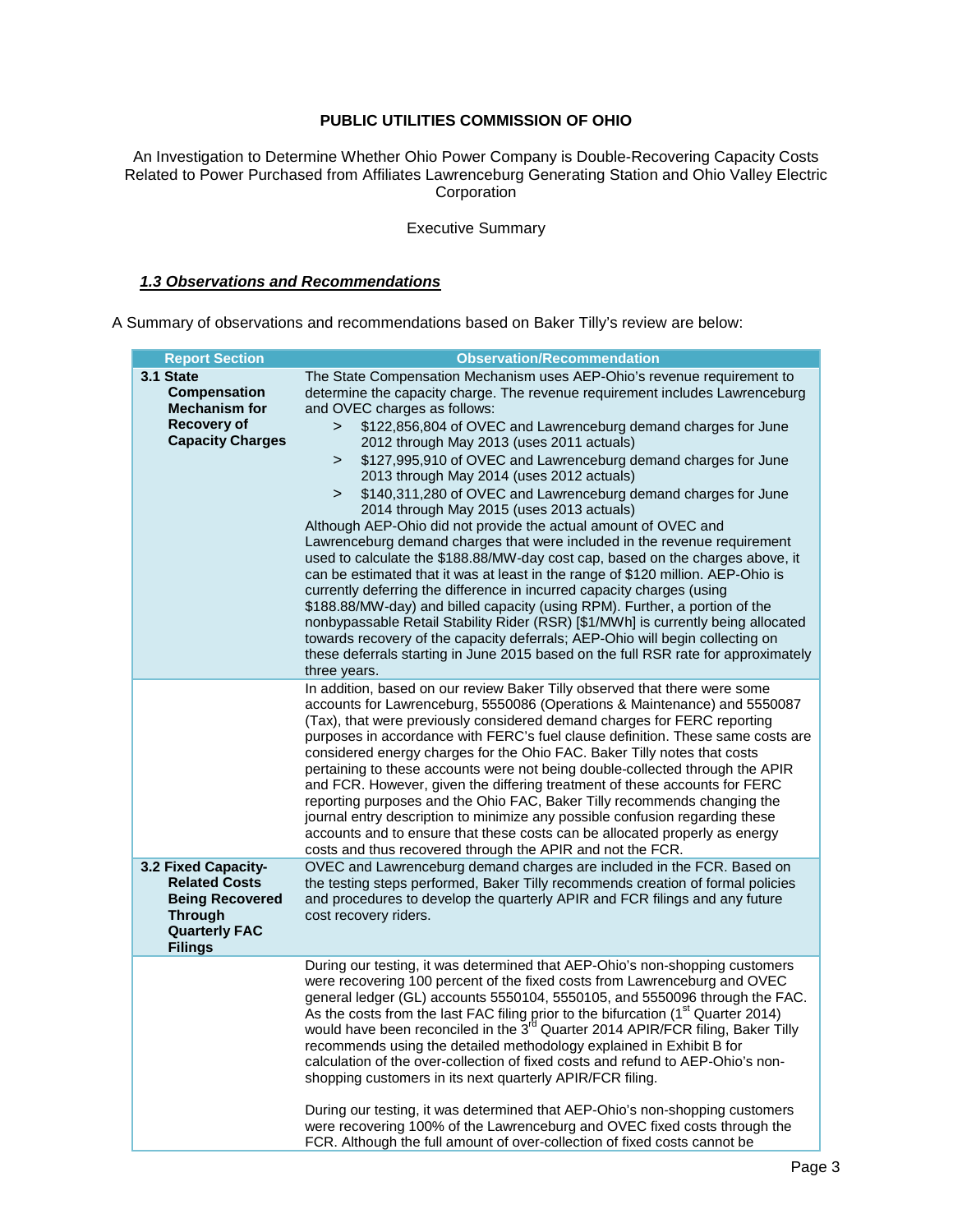**PUBLIC UTILITIES COMMISSION OF OHIO**

An Investigation to Determine Whether Ohio Power Company is Double-Recovering Capacity Costs Related to Power Purchased from Affiliates Lawrenceburg Generating Station and Ohio Valley Electric Corporation

Executive Summary

### *1.3 Observations and Recommendations*

A Summary of observations and recommendations based on Baker Tilly's review are below:

| Report Section | Observation/Recommendation |
|---|---|
| **3.1 State Compensation Mechanism for Recovery of Capacity Charges** | The State Compensation Mechanism uses AEP-Ohio's revenue requirement to determine the capacity charge. The revenue requirement includes Lawrenceburg and OVEC charges as follows:<br>> $122,856,804 of OVEC and Lawrenceburg demand charges for June 2012 through May 2013 (uses 2011 actuals)<br>> $127,995,910 of OVEC and Lawrenceburg demand charges for June 2013 through May 2014 (uses 2012 actuals)<br>> $140,311,280 of OVEC and Lawrenceburg demand charges for June 2014 through May 2015 (uses 2013 actuals)<br>Although AEP-Ohio did not provide the actual amount of OVEC and Lawrenceburg demand charges that were included in the revenue requirement used to calculate the $188.88/MW-day cost cap, based on the charges above, it can be estimated that it was at least in the range of $120 million. AEP-Ohio is currently deferring the difference in incurred capacity charges (using $188.88/MW-day) and billed capacity (using RPM). Further, a portion of the nonbypassable Retail Stability Rider (RSR) [$1/MWh] is currently being allocated towards recovery of the capacity deferrals; AEP-Ohio will begin collecting on these deferrals starting in June 2015 based on the full RSR rate for approximately three years. |
| | In addition, based on our review Baker Tilly observed that there were some accounts for Lawrenceburg, 5550086 (Operations & Maintenance) and 5550087 (Tax), that were previously considered demand charges for FERC reporting purposes in accordance with FERC's fuel clause definition. These same costs are considered energy charges for the Ohio FAC. Baker Tilly notes that costs pertaining to these accounts were not being double-collected through the APIR and FCR. However, given the differing treatment of these accounts for FERC reporting purposes and the Ohio FAC, Baker Tilly recommends changing the journal entry description to minimize any possible confusion regarding these accounts and to ensure that these costs can be allocated properly as energy costs and thus recovered through the APIR and not the FCR. |
| **3.2 Fixed Capacity-Related Costs Being Recovered Through Quarterly FAC Filings** | OVEC and Lawrenceburg demand charges are included in the FCR. Based on the testing steps performed, Baker Tilly recommends creation of formal policies and procedures to develop the quarterly APIR and FCR filings and any future cost recovery riders. |
| | During our testing, it was determined that AEP-Ohio's non-shopping customers were recovering 100 percent of the fixed costs from Lawrenceburg and OVEC general ledger (GL) accounts 5550104, 5550105, and 5550096 through the FAC. As the costs from the last FAC filing prior to the bifurcation (1st Quarter 2014) would have been reconciled in the 3rd Quarter 2014 APIR/FCR filing, Baker Tilly recommends using the detailed methodology explained in Exhibit B for calculation of the over-collection of fixed costs and refund to AEP-Ohio's non-shopping customers in its next quarterly APIR/FCR filing.<br><br>During our testing, it was determined that AEP-Ohio's non-shopping customers were recovering 100% of the Lawrenceburg and OVEC fixed costs through the FCR. Although the full amount of over-collection of fixed costs cannot be |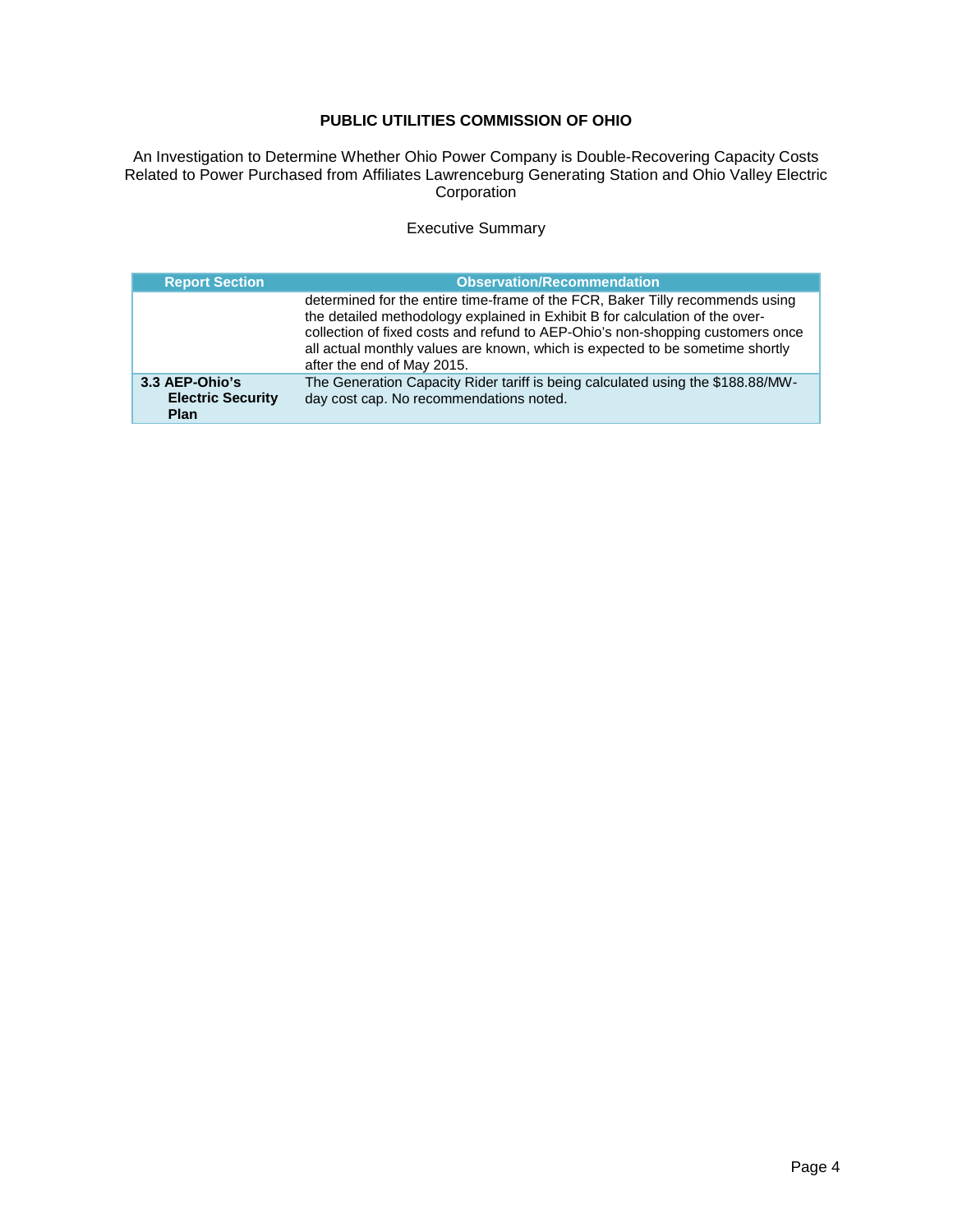**PUBLIC UTILITIES COMMISSION OF OHIO**

An Investigation to Determine Whether Ohio Power Company is Double-Recovering Capacity Costs Related to Power Purchased from Affiliates Lawrenceburg Generating Station and Ohio Valley Electric Corporation

Executive Summary

| Report Section | Observation/Recommendation |
|---|---|
| | determined for the entire time-frame of the FCR, Baker Tilly recommends using the detailed methodology explained in Exhibit B for calculation of the over-collection of fixed costs and refund to AEP-Ohio's non-shopping customers once all actual monthly values are known, which is expected to be sometime shortly after the end of May 2015. |
| **3.3 AEP-Ohio's Electric Security Plan** | The Generation Capacity Rider tariff is being calculated using the $188.88/MW-day cost cap. No recommendations noted. |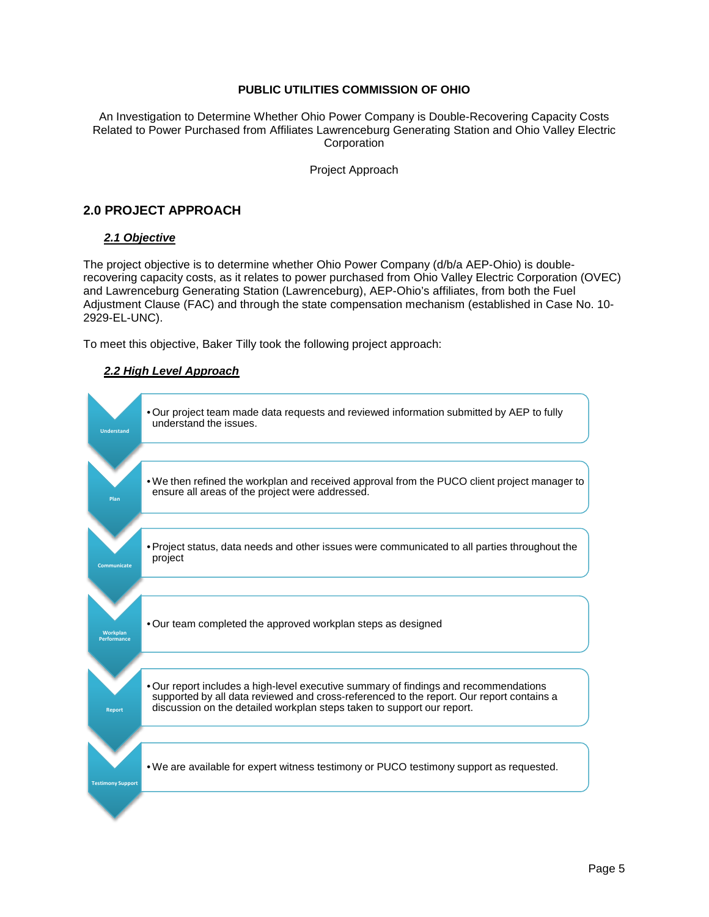**PUBLIC UTILITIES COMMISSION OF OHIO**

An Investigation to Determine Whether Ohio Power Company is Double-Recovering Capacity Costs Related to Power Purchased from Affiliates Lawrenceburg Generating Station and Ohio Valley Electric Corporation

Project Approach

## 2.0 PROJECT APPROACH

### *2.1 Objective*

The project objective is to determine whether Ohio Power Company (d/b/a AEP-Ohio) is double-recovering capacity costs, as it relates to power purchased from Ohio Valley Electric Corporation (OVEC) and Lawrenceburg Generating Station (Lawrenceburg), AEP-Ohio's affiliates, from both the Fuel Adjustment Clause (FAC) and through the state compensation mechanism (established in Case No. 10-2929-EL-UNC).

To meet this objective, Baker Tilly took the following project approach:

### *2.2 High Level Approach*

| Step | Description |
|---|---|
| Understand | Our project team made data requests and reviewed information submitted by AEP to fully understand the issues. |
| Plan | We then refined the workplan and received approval from the PUCO client project manager to ensure all areas of the project were addressed. |
| Communicate | Project status, data needs and other issues were communicated to all parties throughout the project |
| Workplan Performance | Our team completed the approved workplan steps as designed |
| Report | Our report includes a high-level executive summary of findings and recommendations supported by all data reviewed and cross-referenced to the report. Our report contains a discussion on the detailed workplan steps taken to support our report. |
| Testimony Support | We are available for expert witness testimony or PUCO testimony support as requested. |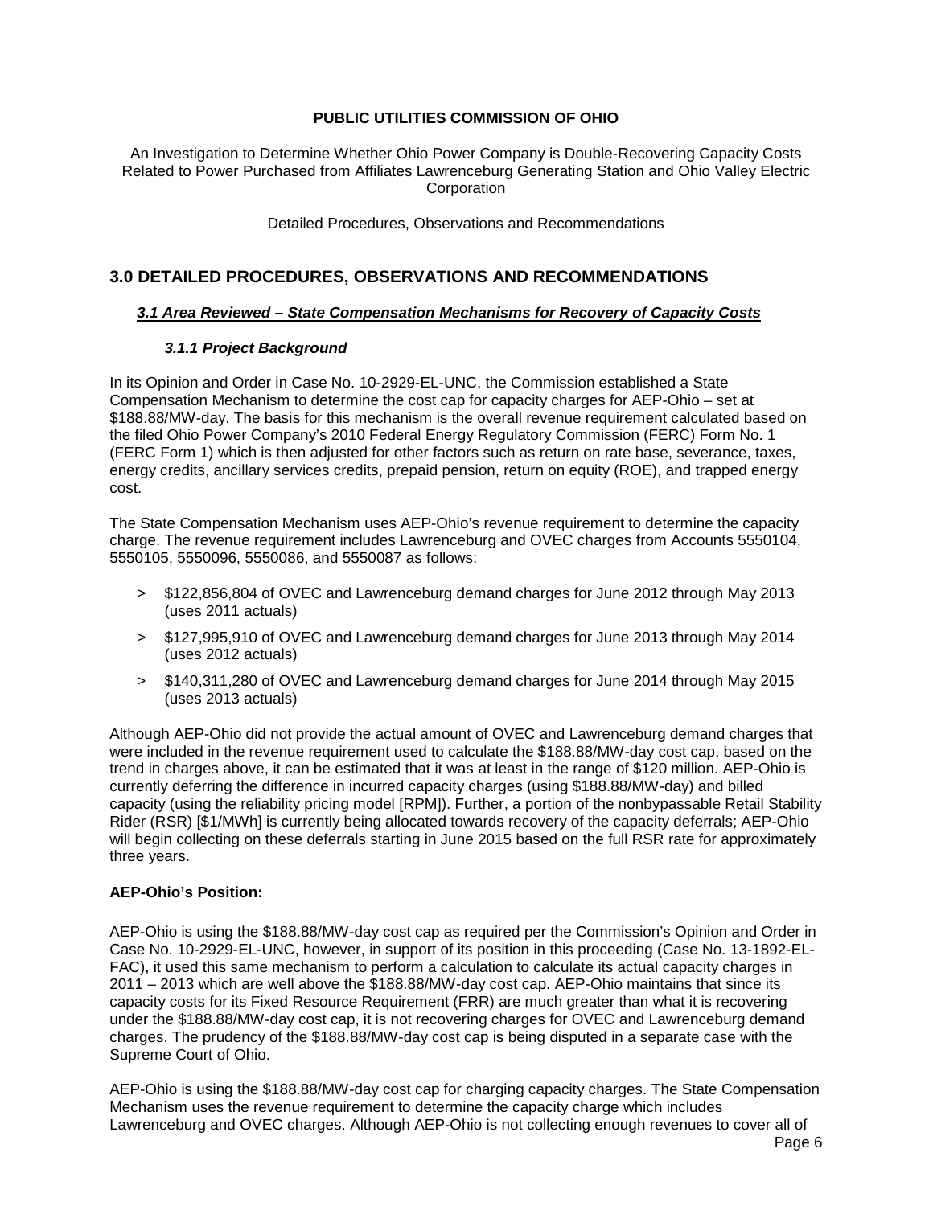## 3.0 DETAILED PROCEDURES, OBSERVATIONS AND RECOMMENDATIONS

### *3.1 Area Reviewed – State Compensation Mechanisms for Recovery of Capacity Costs*

#### *3.1.1 Project Background*

In its Opinion and Order in Case No. 10-2929-EL-UNC, the Commission established a State Compensation Mechanism to determine the cost cap for capacity charges for AEP-Ohio – set at $188.88/MW-day. The basis for this mechanism is the overall revenue requirement calculated based on the filed Ohio Power Company's 2010 Federal Energy Regulatory Commission (FERC) Form No. 1 (FERC Form 1) which is then adjusted for other factors such as return on rate base, severance, taxes, energy credits, ancillary services credits, prepaid pension, return on equity (ROE), and trapped energy cost.

The State Compensation Mechanism uses AEP-Ohio's revenue requirement to determine the capacity charge. The revenue requirement includes Lawrenceburg and OVEC charges from Accounts 5550104, 5550105, 5550096, 5550086, and 5550087 as follows:

> $122,856,804 of OVEC and Lawrenceburg demand charges for June 2012 through May 2013 (uses 2011 actuals)

> $127,995,910 of OVEC and Lawrenceburg demand charges for June 2013 through May 2014 (uses 2012 actuals)

> $140,311,280 of OVEC and Lawrenceburg demand charges for June 2014 through May 2015 (uses 2013 actuals)

Although AEP-Ohio did not provide the actual amount of OVEC and Lawrenceburg demand charges that were included in the revenue requirement used to calculate the $188.88/MW-day cost cap, based on the trend in charges above, it can be estimated that it was at least in the range of $120 million. AEP-Ohio is currently deferring the difference in incurred capacity charges (using $188.88/MW-day) and billed capacity (using the reliability pricing model [RPM]). Further, a portion of the nonbypassable Retail Stability Rider (RSR) [$1/MWh] is currently being allocated towards recovery of the capacity deferrals; AEP-Ohio will begin collecting on these deferrals starting in June 2015 based on the full RSR rate for approximately three years.

**AEP-Ohio's Position:**

AEP-Ohio is using the $188.88/MW-day cost cap as required per the Commission's Opinion and Order in Case No. 10-2929-EL-UNC, however, in support of its position in this proceeding (Case No. 13-1892-EL-FAC), it used this same mechanism to perform a calculation to calculate its actual capacity charges in 2011 – 2013 which are well above the $188.88/MW-day cost cap. AEP-Ohio maintains that since its capacity costs for its Fixed Resource Requirement (FRR) are much greater than what it is recovering under the $188.88/MW-day cost cap, it is not recovering charges for OVEC and Lawrenceburg demand charges. The prudency of the $188.88/MW-day cost cap is being disputed in a separate case with the Supreme Court of Ohio.

AEP-Ohio is using the $188.88/MW-day cost cap for charging capacity charges. The State Compensation Mechanism uses the revenue requirement to determine the capacity charge which includes Lawrenceburg and OVEC charges. Although AEP-Ohio is not collecting enough revenues to cover all of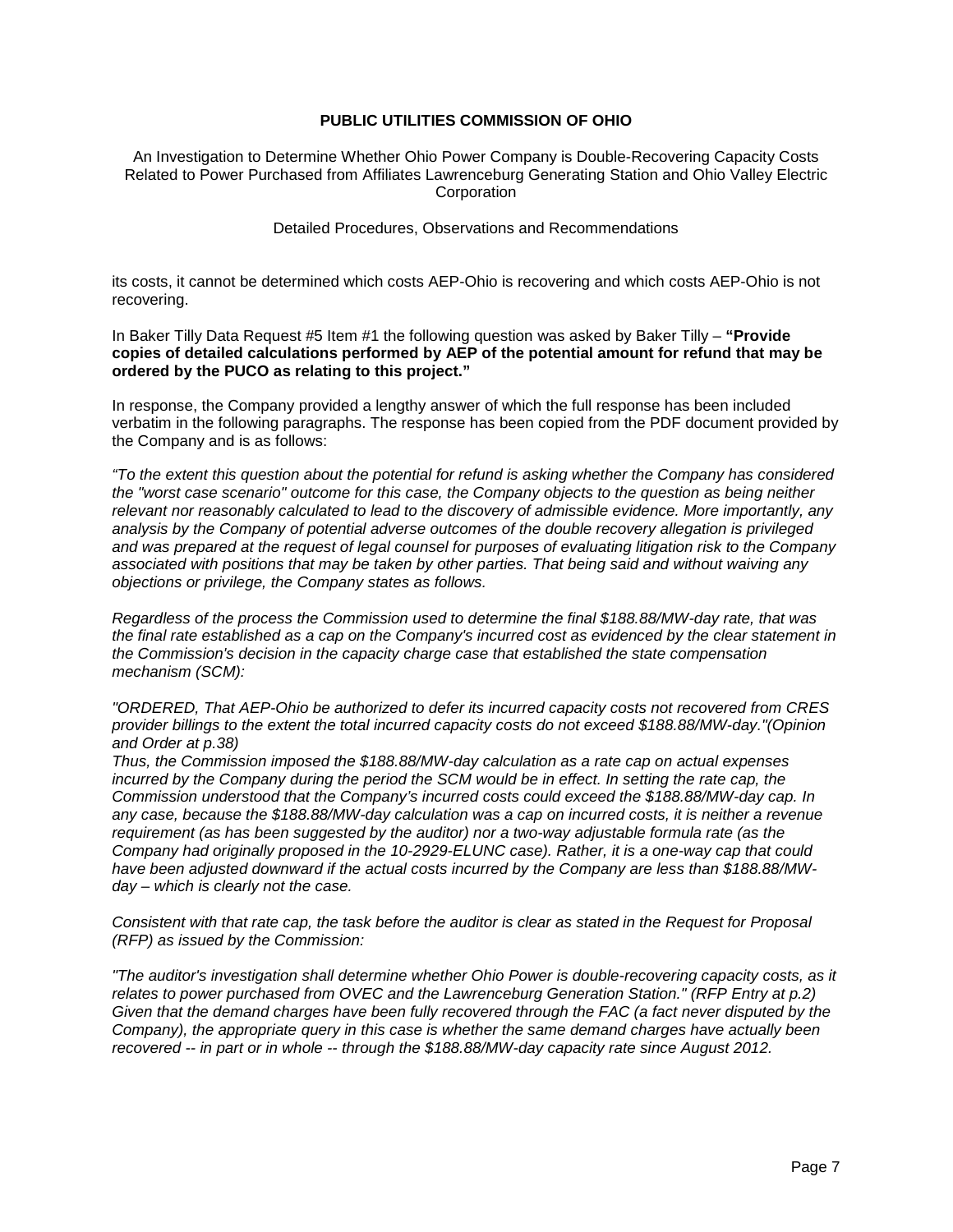its costs, it cannot be determined which costs AEP-Ohio is recovering and which costs AEP-Ohio is not recovering.

In Baker Tilly Data Request #5 Item #1 the following question was asked by Baker Tilly – **"Provide copies of detailed calculations performed by AEP of the potential amount for refund that may be ordered by the PUCO as relating to this project."**

In response, the Company provided a lengthy answer of which the full response has been included verbatim in the following paragraphs. The response has been copied from the PDF document provided by the Company and is as follows:

*"To the extent this question about the potential for refund is asking whether the Company has considered the "worst case scenario" outcome for this case, the Company objects to the question as being neither relevant nor reasonably calculated to lead to the discovery of admissible evidence. More importantly, any analysis by the Company of potential adverse outcomes of the double recovery allegation is privileged and was prepared at the request of legal counsel for purposes of evaluating litigation risk to the Company associated with positions that may be taken by other parties. That being said and without waiving any objections or privilege, the Company states as follows.*

*Regardless of the process the Commission used to determine the final $188.88/MW-day rate, that was the final rate established as a cap on the Company's incurred cost as evidenced by the clear statement in the Commission's decision in the capacity charge case that established the state compensation mechanism (SCM):*

*"ORDERED, That AEP-Ohio be authorized to defer its incurred capacity costs not recovered from CRES provider billings to the extent the total incurred capacity costs do not exceed $188.88/MW-day."(Opinion and Order at p.38)*
*Thus, the Commission imposed the $188.88/MW-day calculation as a rate cap on actual expenses incurred by the Company during the period the SCM would be in effect. In setting the rate cap, the Commission understood that the Company's incurred costs could exceed the $188.88/MW-day cap. In any case, because the $188.88/MW-day calculation was a cap on incurred costs, it is neither a revenue requirement (as has been suggested by the auditor) nor a two-way adjustable formula rate (as the Company had originally proposed in the 10-2929-ELUNC case). Rather, it is a one-way cap that could have been adjusted downward if the actual costs incurred by the Company are less than $188.88/MW-day – which is clearly not the case.*

*Consistent with that rate cap, the task before the auditor is clear as stated in the Request for Proposal (RFP) as issued by the Commission:*

*"The auditor's investigation shall determine whether Ohio Power is double-recovering capacity costs, as it relates to power purchased from OVEC and the Lawrenceburg Generation Station." (RFP Entry at p.2)*
*Given that the demand charges have been fully recovered through the FAC (a fact never disputed by the Company), the appropriate query in this case is whether the same demand charges have actually been recovered -- in part or in whole -- through the $188.88/MW-day capacity rate since August 2012.*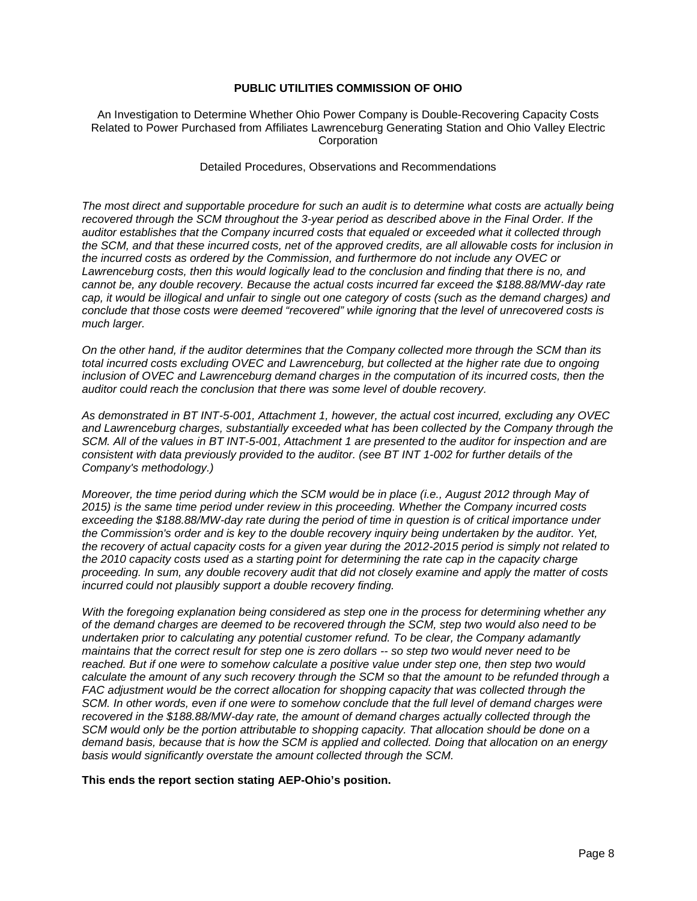**PUBLIC UTILITIES COMMISSION OF OHIO**

An Investigation to Determine Whether Ohio Power Company is Double-Recovering Capacity Costs Related to Power Purchased from Affiliates Lawrenceburg Generating Station and Ohio Valley Electric Corporation

Detailed Procedures, Observations and Recommendations

*The most direct and supportable procedure for such an audit is to determine what costs are actually being recovered through the SCM throughout the 3-year period as described above in the Final Order. If the auditor establishes that the Company incurred costs that equaled or exceeded what it collected through the SCM, and that these incurred costs, net of the approved credits, are all allowable costs for inclusion in the incurred costs as ordered by the Commission, and furthermore do not include any OVEC or Lawrenceburg costs, then this would logically lead to the conclusion and finding that there is no, and cannot be, any double recovery. Because the actual costs incurred far exceed the $188.88/MW-day rate cap, it would be illogical and unfair to single out one category of costs (such as the demand charges) and conclude that those costs were deemed "recovered" while ignoring that the level of unrecovered costs is much larger.*

*On the other hand, if the auditor determines that the Company collected more through the SCM than its total incurred costs excluding OVEC and Lawrenceburg, but collected at the higher rate due to ongoing inclusion of OVEC and Lawrenceburg demand charges in the computation of its incurred costs, then the auditor could reach the conclusion that there was some level of double recovery.*

*As demonstrated in BT INT-5-001, Attachment 1, however, the actual cost incurred, excluding any OVEC and Lawrenceburg charges, substantially exceeded what has been collected by the Company through the SCM. All of the values in BT INT-5-001, Attachment 1 are presented to the auditor for inspection and are consistent with data previously provided to the auditor. (see BT INT 1-002 for further details of the Company's methodology.)*

*Moreover, the time period during which the SCM would be in place (i.e., August 2012 through May of 2015) is the same time period under review in this proceeding. Whether the Company incurred costs exceeding the $188.88/MW-day rate during the period of time in question is of critical importance under the Commission's order and is key to the double recovery inquiry being undertaken by the auditor. Yet, the recovery of actual capacity costs for a given year during the 2012-2015 period is simply not related to the 2010 capacity costs used as a starting point for determining the rate cap in the capacity charge proceeding. In sum, any double recovery audit that did not closely examine and apply the matter of costs incurred could not plausibly support a double recovery finding.*

*With the foregoing explanation being considered as step one in the process for determining whether any of the demand charges are deemed to be recovered through the SCM, step two would also need to be undertaken prior to calculating any potential customer refund. To be clear, the Company adamantly maintains that the correct result for step one is zero dollars -- so step two would never need to be reached. But if one were to somehow calculate a positive value under step one, then step two would calculate the amount of any such recovery through the SCM so that the amount to be refunded through a FAC adjustment would be the correct allocation for shopping capacity that was collected through the SCM. In other words, even if one were to somehow conclude that the full level of demand charges were recovered in the $188.88/MW-day rate, the amount of demand charges actually collected through the SCM would only be the portion attributable to shopping capacity. That allocation should be done on a demand basis, because that is how the SCM is applied and collected. Doing that allocation on an energy basis would significantly overstate the amount collected through the SCM.*

**This ends the report section stating AEP-Ohio's position.**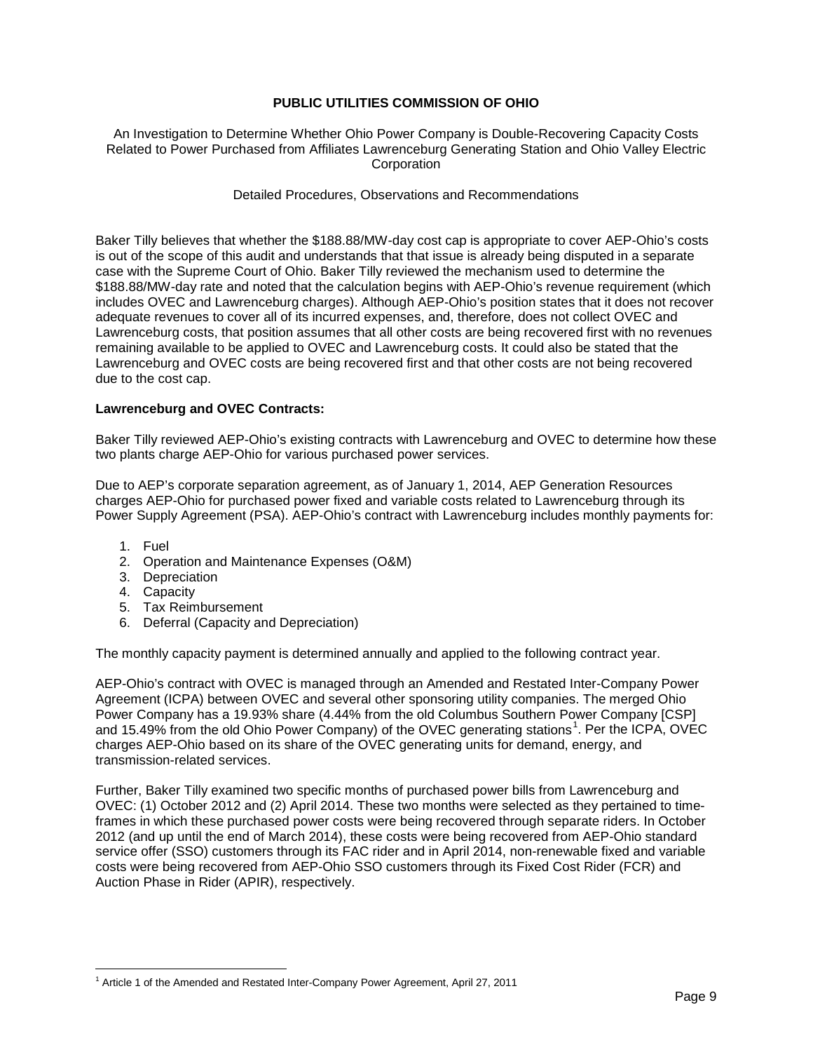**PUBLIC UTILITIES COMMISSION OF OHIO**

An Investigation to Determine Whether Ohio Power Company is Double-Recovering Capacity Costs Related to Power Purchased from Affiliates Lawrenceburg Generating Station and Ohio Valley Electric Corporation

Detailed Procedures, Observations and Recommendations

Baker Tilly believes that whether the $188.88/MW-day cost cap is appropriate to cover AEP-Ohio's costs is out of the scope of this audit and understands that that issue is already being disputed in a separate case with the Supreme Court of Ohio. Baker Tilly reviewed the mechanism used to determine the $188.88/MW-day rate and noted that the calculation begins with AEP-Ohio's revenue requirement (which includes OVEC and Lawrenceburg charges). Although AEP-Ohio's position states that it does not recover adequate revenues to cover all of its incurred expenses, and, therefore, does not collect OVEC and Lawrenceburg costs, that position assumes that all other costs are being recovered first with no revenues remaining available to be applied to OVEC and Lawrenceburg costs. It could also be stated that the Lawrenceburg and OVEC costs are being recovered first and that other costs are not being recovered due to the cost cap.

**Lawrenceburg and OVEC Contracts:**

Baker Tilly reviewed AEP-Ohio's existing contracts with Lawrenceburg and OVEC to determine how these two plants charge AEP-Ohio for various purchased power services.

Due to AEP's corporate separation agreement, as of January 1, 2014, AEP Generation Resources charges AEP-Ohio for purchased power fixed and variable costs related to Lawrenceburg through its Power Supply Agreement (PSA). AEP-Ohio's contract with Lawrenceburg includes monthly payments for:

1. Fuel
2. Operation and Maintenance Expenses (O&M)
3. Depreciation
4. Capacity
5. Tax Reimbursement
6. Deferral (Capacity and Depreciation)

The monthly capacity payment is determined annually and applied to the following contract year.

AEP-Ohio's contract with OVEC is managed through an Amended and Restated Inter-Company Power Agreement (ICPA) between OVEC and several other sponsoring utility companies. The merged Ohio Power Company has a 19.93% share (4.44% from the old Columbus Southern Power Company [CSP] and 15.49% from the old Ohio Power Company) of the OVEC generating stations[1]. Per the ICPA, OVEC charges AEP-Ohio based on its share of the OVEC generating units for demand, energy, and transmission-related services.

Further, Baker Tilly examined two specific months of purchased power bills from Lawrenceburg and OVEC: (1) October 2012 and (2) April 2014. These two months were selected as they pertained to time-frames in which these purchased power costs were being recovered through separate riders. In October 2012 (and up until the end of March 2014), these costs were being recovered from AEP-Ohio standard service offer (SSO) customers through its FAC rider and in April 2014, non-renewable fixed and variable costs were being recovered from AEP-Ohio SSO customers through its Fixed Cost Rider (FCR) and Auction Phase in Rider (APIR), respectively.

[1] Article 1 of the Amended and Restated Inter-Company Power Agreement, April 27, 2011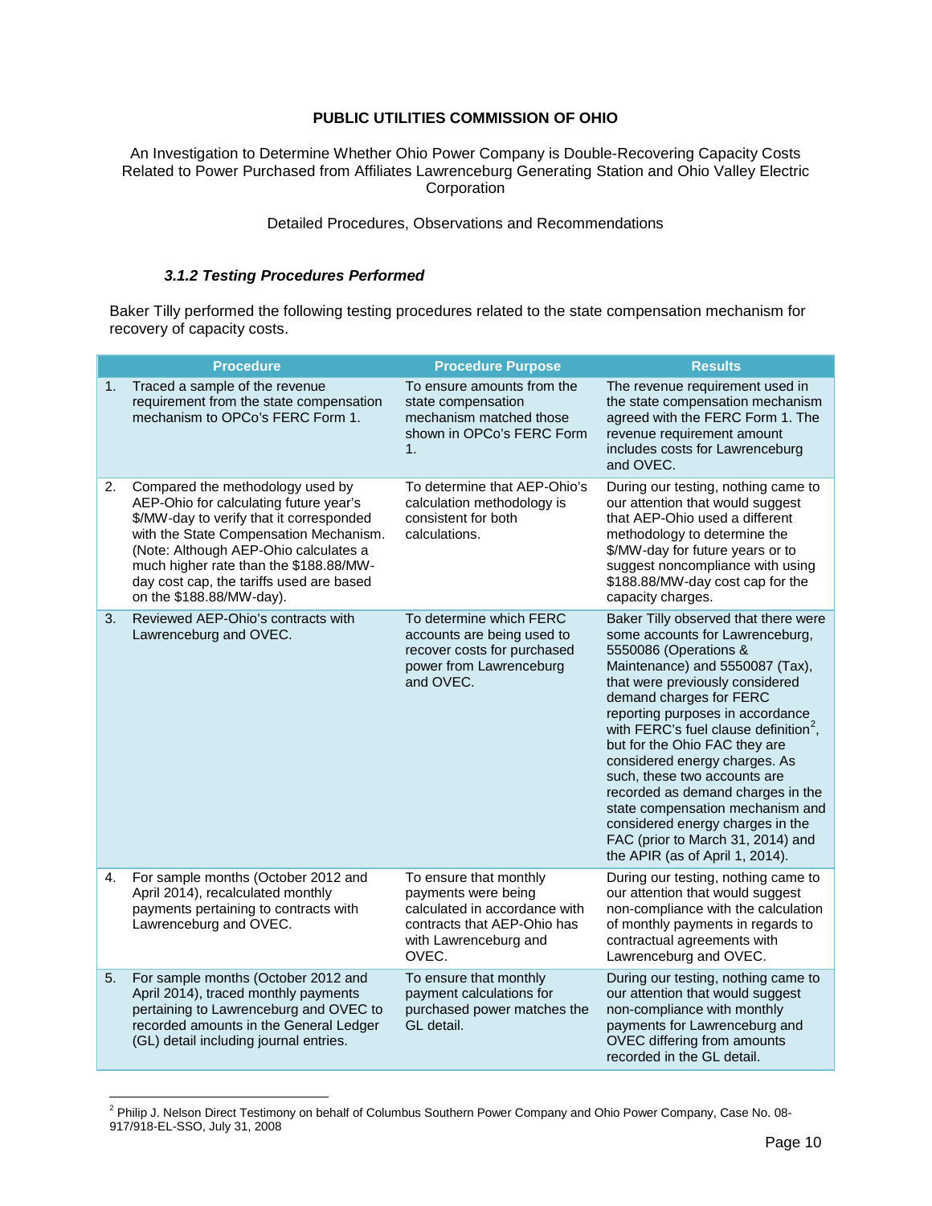**PUBLIC UTILITIES COMMISSION OF OHIO**

An Investigation to Determine Whether Ohio Power Company is Double-Recovering Capacity Costs Related to Power Purchased from Affiliates Lawrenceburg Generating Station and Ohio Valley Electric Corporation

Detailed Procedures, Observations and Recommendations

### *3.1.2 Testing Procedures Performed*

Baker Tilly performed the following testing procedures related to the state compensation mechanism for recovery of capacity costs.

| | Procedure | Procedure Purpose | Results |
|---|---|---|---|
| 1. | Traced a sample of the revenue requirement from the state compensation mechanism to OPCo's FERC Form 1. | To ensure amounts from the state compensation mechanism matched those shown in OPCo's FERC Form 1. | The revenue requirement used in the state compensation mechanism agreed with the FERC Form 1. The revenue requirement amount includes costs for Lawrenceburg and OVEC. |
| 2. | Compared the methodology used by AEP-Ohio for calculating future year's $/MW-day to verify that it corresponded with the State Compensation Mechanism. (Note: Although AEP-Ohio calculates a much higher rate than the $188.88/MW-day cost cap, the tariffs used are based on the $188.88/MW-day). | To determine that AEP-Ohio's calculation methodology is consistent for both calculations. | During our testing, nothing came to our attention that would suggest that AEP-Ohio used a different methodology to determine the $/MW-day for future years or to suggest noncompliance with using $188.88/MW-day cost cap for the capacity charges. |
| 3. | Reviewed AEP-Ohio's contracts with Lawrenceburg and OVEC. | To determine which FERC accounts are being used to recover costs for purchased power from Lawrenceburg and OVEC. | Baker Tilly observed that there were some accounts for Lawrenceburg, 5550086 (Operations & Maintenance) and 5550087 (Tax), that were previously considered demand charges for FERC reporting purposes in accordance with FERC's fuel clause definition[2], but for the Ohio FAC they are considered energy charges. As such, these two accounts are recorded as demand charges in the state compensation mechanism and considered energy charges in the FAC (prior to March 31, 2014) and the APIR (as of April 1, 2014). |
| 4. | For sample months (October 2012 and April 2014), recalculated monthly payments pertaining to contracts with Lawrenceburg and OVEC. | To ensure that monthly payments were being calculated in accordance with contracts that AEP-Ohio has with Lawrenceburg and OVEC. | During our testing, nothing came to our attention that would suggest non-compliance with the calculation of monthly payments in regards to contractual agreements with Lawrenceburg and OVEC. |
| 5. | For sample months (October 2012 and April 2014), traced monthly payments pertaining to Lawrenceburg and OVEC to recorded amounts in the General Ledger (GL) detail including journal entries. | To ensure that monthly payment calculations for purchased power matches the GL detail. | During our testing, nothing came to our attention that would suggest non-compliance with monthly payments for Lawrenceburg and OVEC differing from amounts recorded in the GL detail. |

[2] Philip J. Nelson Direct Testimony on behalf of Columbus Southern Power Company and Ohio Power Company, Case No. 08-917/918-EL-SSO, July 31, 2008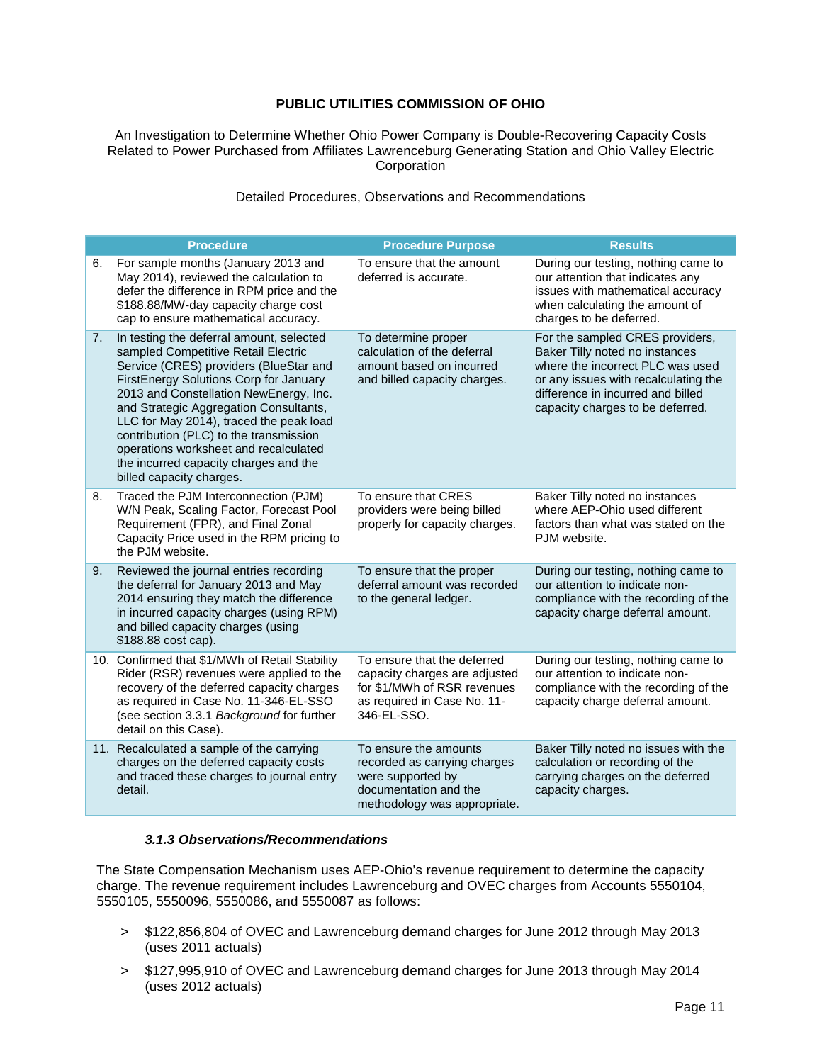**PUBLIC UTILITIES COMMISSION OF OHIO**

An Investigation to Determine Whether Ohio Power Company is Double-Recovering Capacity Costs Related to Power Purchased from Affiliates Lawrenceburg Generating Station and Ohio Valley Electric Corporation

Detailed Procedures, Observations and Recommendations

| Procedure | Procedure Purpose | Results |
|---|---|---|
| 6. For sample months (January 2013 and May 2014), reviewed the calculation to defer the difference in RPM price and the $188.88/MW-day capacity charge cost cap to ensure mathematical accuracy. | To ensure that the amount deferred is accurate. | During our testing, nothing came to our attention that indicates any issues with mathematical accuracy when calculating the amount of charges to be deferred. |
| 7. In testing the deferral amount, selected sampled Competitive Retail Electric Service (CRES) providers (BlueStar and FirstEnergy Solutions Corp for January 2013 and Constellation NewEnergy, Inc. and Strategic Aggregation Consultants, LLC for May 2014), traced the peak load contribution (PLC) to the transmission operations worksheet and recalculated the incurred capacity charges and the billed capacity charges. | To determine proper calculation of the deferral amount based on incurred and billed capacity charges. | For the sampled CRES providers, Baker Tilly noted no instances where the incorrect PLC was used or any issues with recalculating the difference in incurred and billed capacity charges to be deferred. |
| 8. Traced the PJM Interconnection (PJM) W/N Peak, Scaling Factor, Forecast Pool Requirement (FPR), and Final Zonal Capacity Price used in the RPM pricing to the PJM website. | To ensure that CRES providers were being billed properly for capacity charges. | Baker Tilly noted no instances where AEP-Ohio used different factors than what was stated on the PJM website. |
| 9. Reviewed the journal entries recording the deferral for January 2013 and May 2014 ensuring they match the difference in incurred capacity charges (using RPM) and billed capacity charges (using $188.88 cost cap). | To ensure that the proper deferral amount was recorded to the general ledger. | During our testing, nothing came to our attention to indicate non-compliance with the recording of the capacity charge deferral amount. |
| 10. Confirmed that $1/MWh of Retail Stability Rider (RSR) revenues were applied to the recovery of the deferred capacity charges as required in Case No. 11-346-EL-SSO (see section 3.3.1 *Background* for further detail on this Case). | To ensure that the deferred capacity charges are adjusted for $1/MWh of RSR revenues as required in Case No. 11-346-EL-SSO. | During our testing, nothing came to our attention to indicate non-compliance with the recording of the capacity charge deferral amount. |
| 11. Recalculated a sample of the carrying charges on the deferred capacity costs and traced these charges to journal entry detail. | To ensure the amounts recorded as carrying charges were supported by documentation and the methodology was appropriate. | Baker Tilly noted no issues with the calculation or recording of the carrying charges on the deferred capacity charges. |

#### *3.1.3 Observations/Recommendations*

The State Compensation Mechanism uses AEP-Ohio's revenue requirement to determine the capacity charge. The revenue requirement includes Lawrenceburg and OVEC charges from Accounts 5550104, 5550105, 5550096, 5550086, and 5550087 as follows:

> $122,856,804 of OVEC and Lawrenceburg demand charges for June 2012 through May 2013 (uses 2011 actuals)

> $127,995,910 of OVEC and Lawrenceburg demand charges for June 2013 through May 2014 (uses 2012 actuals)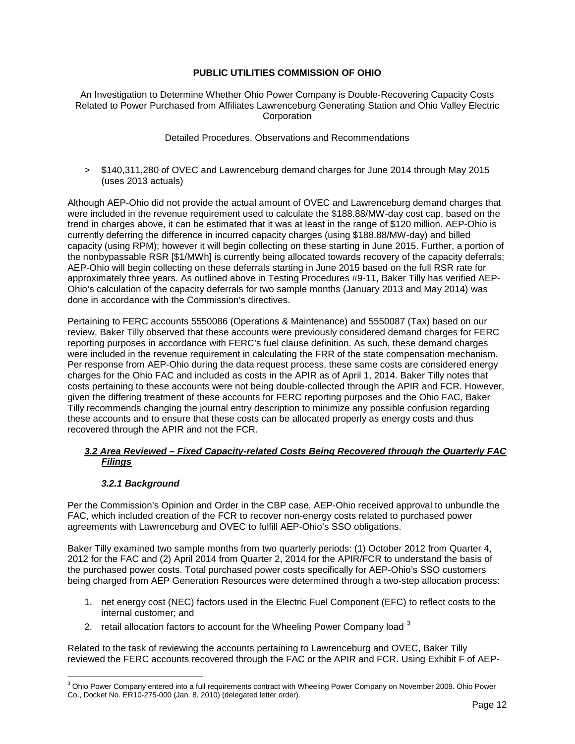**PUBLIC UTILITIES COMMISSION OF OHIO**

An Investigation to Determine Whether Ohio Power Company is Double-Recovering Capacity Costs Related to Power Purchased from Affiliates Lawrenceburg Generating Station and Ohio Valley Electric Corporation

Detailed Procedures, Observations and Recommendations

> $140,311,280 of OVEC and Lawrenceburg demand charges for June 2014 through May 2015 (uses 2013 actuals)

Although AEP-Ohio did not provide the actual amount of OVEC and Lawrenceburg demand charges that were included in the revenue requirement used to calculate the $188.88/MW-day cost cap, based on the trend in charges above, it can be estimated that it was at least in the range of $120 million. AEP-Ohio is currently deferring the difference in incurred capacity charges (using $188.88/MW-day) and billed capacity (using RPM); however it will begin collecting on these starting in June 2015. Further, a portion of the nonbypassable RSR [$1/MWh] is currently being allocated towards recovery of the capacity deferrals; AEP-Ohio will begin collecting on these deferrals starting in June 2015 based on the full RSR rate for approximately three years. As outlined above in Testing Procedures #9-11, Baker Tilly has verified AEP-Ohio's calculation of the capacity deferrals for two sample months (January 2013 and May 2014) was done in accordance with the Commission's directives.

Pertaining to FERC accounts 5550086 (Operations & Maintenance) and 5550087 (Tax) based on our review, Baker Tilly observed that these accounts were previously considered demand charges for FERC reporting purposes in accordance with FERC's fuel clause definition. As such, these demand charges were included in the revenue requirement in calculating the FRR of the state compensation mechanism. Per response from AEP-Ohio during the data request process, these same costs are considered energy charges for the Ohio FAC and included as costs in the APIR as of April 1, 2014. Baker Tilly notes that costs pertaining to these accounts were not being double-collected through the APIR and FCR. However, given the differing treatment of these accounts for FERC reporting purposes and the Ohio FAC, Baker Tilly recommends changing the journal entry description to minimize any possible confusion regarding these accounts and to ensure that these costs can be allocated properly as energy costs and thus recovered through the APIR and not the FCR.

### *3.2 Area Reviewed – Fixed Capacity-related Costs Being Recovered through the Quarterly FAC Filings*

#### *3.2.1 Background*

Per the Commission's Opinion and Order in the CBP case, AEP-Ohio received approval to unbundle the FAC, which included creation of the FCR to recover non-energy costs related to purchased power agreements with Lawrenceburg and OVEC to fulfill AEP-Ohio's SSO obligations.

Baker Tilly examined two sample months from two quarterly periods: (1) October 2012 from Quarter 4, 2012 for the FAC and (2) April 2014 from Quarter 2, 2014 for the APIR/FCR to understand the basis of the purchased power costs. Total purchased power costs specifically for AEP-Ohio's SSO customers being charged from AEP Generation Resources were determined through a two-step allocation process:

1. net energy cost (NEC) factors used in the Electric Fuel Component (EFC) to reflect costs to the internal customer; and
2. retail allocation factors to account for the Wheeling Power Company load [3]

Related to the task of reviewing the accounts pertaining to Lawrenceburg and OVEC, Baker Tilly reviewed the FERC accounts recovered through the FAC or the APIR and FCR. Using Exhibit F of AEP-

[3] Ohio Power Company entered into a full requirements contract with Wheeling Power Company on November 2009. Ohio Power Co., Docket No. ER10-275-000 (Jan. 8, 2010) (delegated letter order).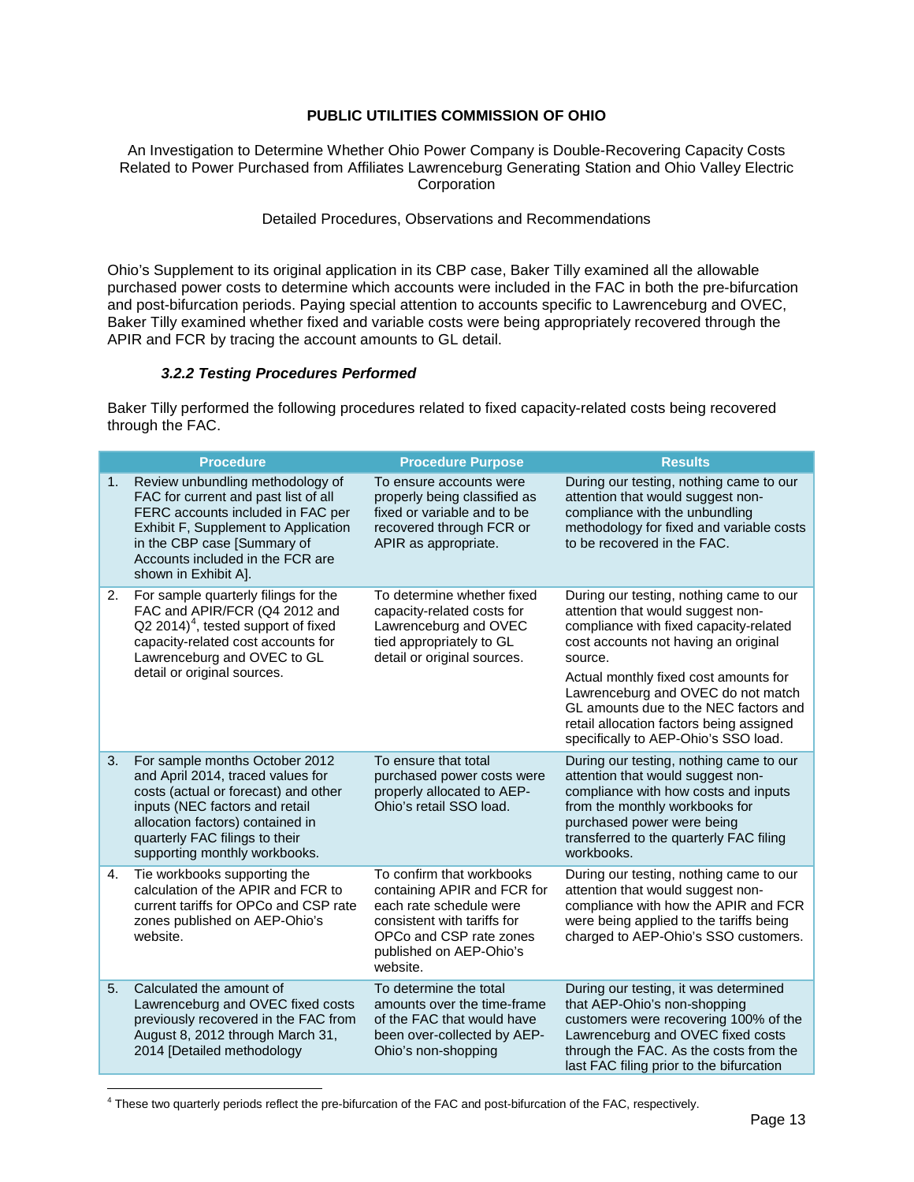**PUBLIC UTILITIES COMMISSION OF OHIO**

An Investigation to Determine Whether Ohio Power Company is Double-Recovering Capacity Costs Related to Power Purchased from Affiliates Lawrenceburg Generating Station and Ohio Valley Electric Corporation

Detailed Procedures, Observations and Recommendations

Ohio's Supplement to its original application in its CBP case, Baker Tilly examined all the allowable purchased power costs to determine which accounts were included in the FAC in both the pre-bifurcation and post-bifurcation periods. Paying special attention to accounts specific to Lawrenceburg and OVEC, Baker Tilly examined whether fixed and variable costs were being appropriately recovered through the APIR and FCR by tracing the account amounts to GL detail.

### *3.2.2 Testing Procedures Performed*

Baker Tilly performed the following procedures related to fixed capacity-related costs being recovered through the FAC.

| | Procedure | Procedure Purpose | Results |
|---|---|---|---|
| 1. | Review unbundling methodology of FAC for current and past list of all FERC accounts included in FAC per Exhibit F, Supplement to Application in the CBP case [Summary of Accounts included in the FCR are shown in Exhibit A]. | To ensure accounts were properly being classified as fixed or variable and to be recovered through FCR or APIR as appropriate. | During our testing, nothing came to our attention that would suggest non-compliance with the unbundling methodology for fixed and variable costs to be recovered in the FAC. |
| 2. | For sample quarterly filings for the FAC and APIR/FCR (Q4 2012 and Q2 2014)[4], tested support of fixed capacity-related cost accounts for Lawrenceburg and OVEC to GL detail or original sources. | To determine whether fixed capacity-related costs for Lawrenceburg and OVEC tied appropriately to GL detail or original sources. | During our testing, nothing came to our attention that would suggest non-compliance with fixed capacity-related cost accounts not having an original source.<br><br>Actual monthly fixed cost amounts for Lawrenceburg and OVEC do not match GL amounts due to the NEC factors and retail allocation factors being assigned specifically to AEP-Ohio's SSO load. |
| 3. | For sample months October 2012 and April 2014, traced values for costs (actual or forecast) and other inputs (NEC factors and retail allocation factors) contained in quarterly FAC filings to their supporting monthly workbooks. | To ensure that total purchased power costs were properly allocated to AEP-Ohio's retail SSO load. | During our testing, nothing came to our attention that would suggest non-compliance with how costs and inputs from the monthly workbooks for purchased power were being transferred to the quarterly FAC filing workbooks. |
| 4. | Tie workbooks supporting the calculation of the APIR and FCR to current tariffs for OPCo and CSP rate zones published on AEP-Ohio's website. | To confirm that workbooks containing APIR and FCR for each rate schedule were consistent with tariffs for OPCo and CSP rate zones published on AEP-Ohio's website. | During our testing, nothing came to our attention that would suggest non-compliance with how the APIR and FCR were being applied to the tariffs being charged to AEP-Ohio's SSO customers. |
| 5. | Calculated the amount of Lawrenceburg and OVEC fixed costs previously recovered in the FAC from August 8, 2012 through March 31, 2014 [Detailed methodology | To determine the total amounts over the time-frame of the FAC that would have been over-collected by AEP-Ohio's non-shopping | During our testing, it was determined that AEP-Ohio's non-shopping customers were recovering 100% of the Lawrenceburg and OVEC fixed costs through the FAC. As the costs from the last FAC filing prior to the bifurcation |

[4] These two quarterly periods reflect the pre-bifurcation of the FAC and post-bifurcation of the FAC, respectively.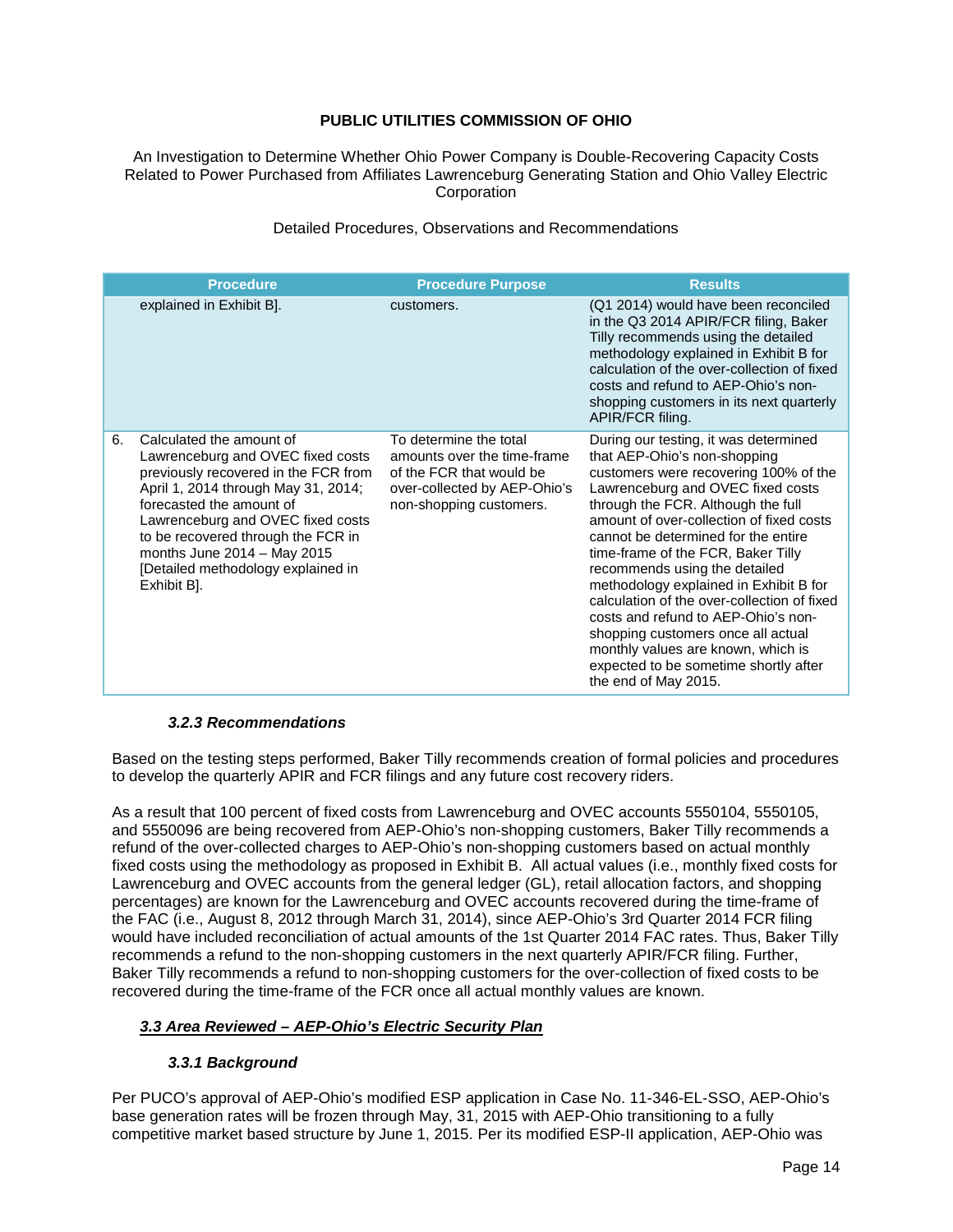**PUBLIC UTILITIES COMMISSION OF OHIO**

An Investigation to Determine Whether Ohio Power Company is Double-Recovering Capacity Costs Related to Power Purchased from Affiliates Lawrenceburg Generating Station and Ohio Valley Electric Corporation

Detailed Procedures, Observations and Recommendations

| | Procedure | Procedure Purpose | Results |
|---|---|---|---|
| | explained in Exhibit B]. | customers. | (Q1 2014) would have been reconciled in the Q3 2014 APIR/FCR filing, Baker Tilly recommends using the detailed methodology explained in Exhibit B for calculation of the over-collection of fixed costs and refund to AEP-Ohio's non-shopping customers in its next quarterly APIR/FCR filing. |
| 6. | Calculated the amount of Lawrenceburg and OVEC fixed costs previously recovered in the FCR from April 1, 2014 through May 31, 2014; forecasted the amount of Lawrenceburg and OVEC fixed costs to be recovered through the FCR in months June 2014 – May 2015 [Detailed methodology explained in Exhibit B]. | To determine the total amounts over the time-frame of the FCR that would be over-collected by AEP-Ohio's non-shopping customers. | During our testing, it was determined that AEP-Ohio's non-shopping customers were recovering 100% of the Lawrenceburg and OVEC fixed costs through the FCR. Although the full amount of over-collection of fixed costs cannot be determined for the entire time-frame of the FCR, Baker Tilly recommends using the detailed methodology explained in Exhibit B for calculation of the over-collection of fixed costs and refund to AEP-Ohio's non-shopping customers once all actual monthly values are known, which is expected to be sometime shortly after the end of May 2015. |

#### *3.2.3 Recommendations*

Based on the testing steps performed, Baker Tilly recommends creation of formal policies and procedures to develop the quarterly APIR and FCR filings and any future cost recovery riders.

As a result that 100 percent of fixed costs from Lawrenceburg and OVEC accounts 5550104, 5550105, and 5550096 are being recovered from AEP-Ohio's non-shopping customers, Baker Tilly recommends a refund of the over-collected charges to AEP-Ohio's non-shopping customers based on actual monthly fixed costs using the methodology as proposed in Exhibit B. All actual values (i.e., monthly fixed costs for Lawrenceburg and OVEC accounts from the general ledger (GL), retail allocation factors, and shopping percentages) are known for the Lawrenceburg and OVEC accounts recovered during the time-frame of the FAC (i.e., August 8, 2012 through March 31, 2014), since AEP-Ohio's 3rd Quarter 2014 FCR filing would have included reconciliation of actual amounts of the 1st Quarter 2014 FAC rates. Thus, Baker Tilly recommends a refund to the non-shopping customers in the next quarterly APIR/FCR filing. Further, Baker Tilly recommends a refund to non-shopping customers for the over-collection of fixed costs to be recovered during the time-frame of the FCR once all actual monthly values are known.

### ***3.3 Area Reviewed – AEP-Ohio's Electric Security Plan***

#### *3.3.1 Background*

Per PUCO's approval of AEP-Ohio's modified ESP application in Case No. 11-346-EL-SSO, AEP-Ohio's base generation rates will be frozen through May, 31, 2015 with AEP-Ohio transitioning to a fully competitive market based structure by June 1, 2015. Per its modified ESP-II application, AEP-Ohio was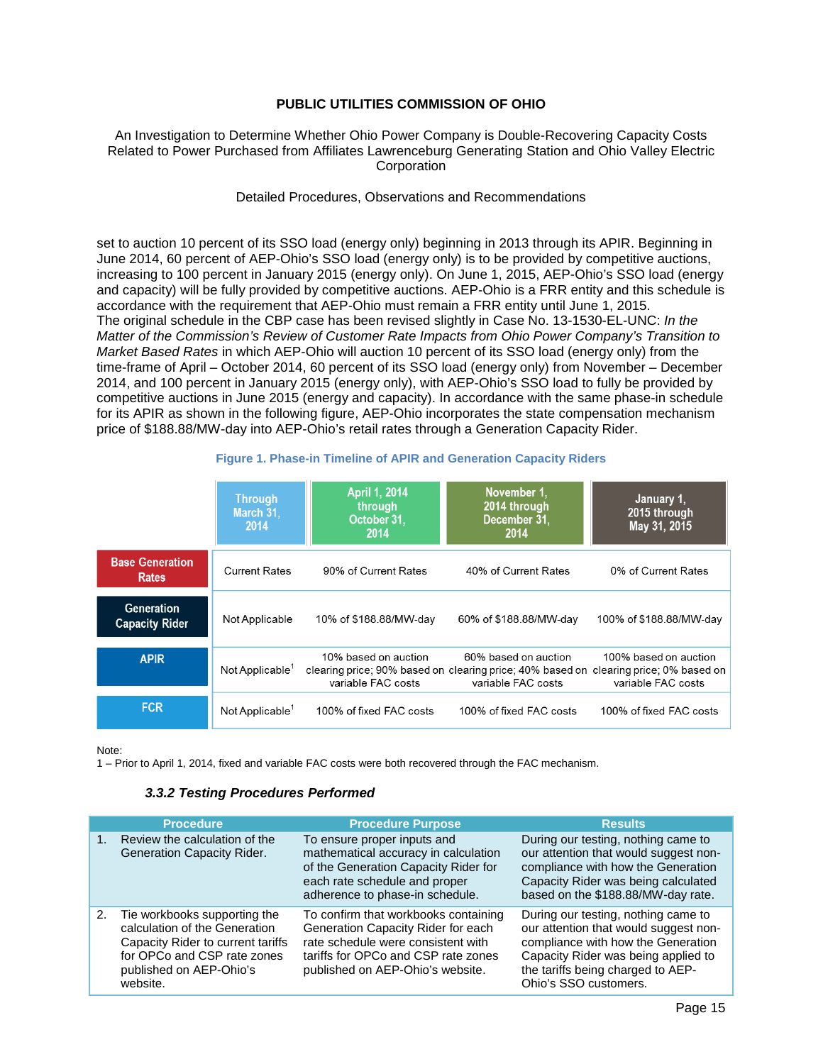set to auction 10 percent of its SSO load (energy only) beginning in 2013 through its APIR. Beginning in June 2014, 60 percent of AEP-Ohio's SSO load (energy only) is to be provided by competitive auctions, increasing to 100 percent in January 2015 (energy only). On June 1, 2015, AEP-Ohio's SSO load (energy and capacity) will be fully provided by competitive auctions. AEP-Ohio is a FRR entity and this schedule is accordance with the requirement that AEP-Ohio must remain a FRR entity until June 1, 2015.
The original schedule in the CBP case has been revised slightly in Case No. 13-1530-EL-UNC: *In the Matter of the Commission's Review of Customer Rate Impacts from Ohio Power Company's Transition to Market Based Rates* in which AEP-Ohio will auction 10 percent of its SSO load (energy only) from the time-frame of April – October 2014, 60 percent of its SSO load (energy only) from November – December 2014, and 100 percent in January 2015 (energy only), with AEP-Ohio's SSO load to fully be provided by competitive auctions in June 2015 (energy and capacity). In accordance with the same phase-in schedule for its APIR as shown in the following figure, AEP-Ohio incorporates the state compensation mechanism price of $188.88/MW-day into AEP-Ohio's retail rates through a Generation Capacity Rider.

**Figure 1. Phase-in Timeline of APIR and Generation Capacity Riders**

| | Through March 31, 2014 | April 1, 2014 through October 31, 2014 | November 1, 2014 through December 31, 2014 | January 1, 2015 through May 31, 2015 |
|---|---|---|---|---|
| Base Generation Rates | Current Rates | 90% of Current Rates | 40% of Current Rates | 0% of Current Rates |
| Generation Capacity Rider | Not Applicable | 10% of $188.88/MW-day | 60% of $188.88/MW-day | 100% of $188.88/MW-day |
| APIR | Not Applicable[1] | 10% based on auction clearing price; 90% based on variable FAC costs | 60% based on auction clearing price; 40% based on variable FAC costs | 100% based on auction clearing price; 0% based on variable FAC costs |
| FCR | Not Applicable[1] | 100% of fixed FAC costs | 100% of fixed FAC costs | 100% of fixed FAC costs |

Note:
1 – Prior to April 1, 2014, fixed and variable FAC costs were both recovered through the FAC mechanism.

### *3.3.2 Testing Procedures Performed*

| Procedure | Procedure Purpose | Results |
|---|---|---|
| 1. Review the calculation of the Generation Capacity Rider. | To ensure proper inputs and mathematical accuracy in calculation of the Generation Capacity Rider for each rate schedule and proper adherence to phase-in schedule. | During our testing, nothing came to our attention that would suggest non-compliance with how the Generation Capacity Rider was being calculated based on the $188.88/MW-day rate. |
| 2. Tie workbooks supporting the calculation of the Generation Capacity Rider to current tariffs for OPCo and CSP rate zones published on AEP-Ohio's website. | To confirm that workbooks containing Generation Capacity Rider for each rate schedule were consistent with tariffs for OPCo and CSP rate zones published on AEP-Ohio's website. | During our testing, nothing came to our attention that would suggest non-compliance with how the Generation Capacity Rider was being applied to the tariffs being charged to AEP-Ohio's SSO customers. |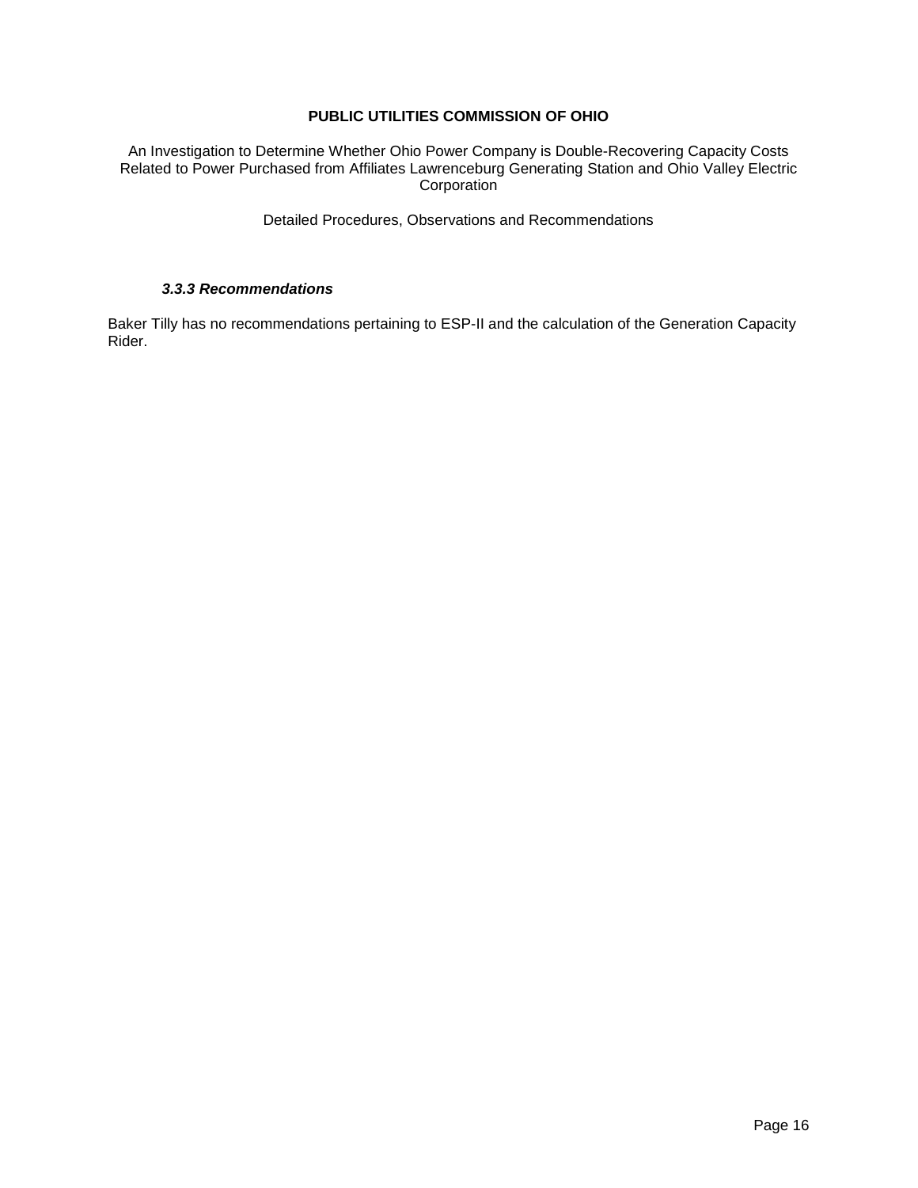#### *3.3.3 Recommendations*

Baker Tilly has no recommendations pertaining to ESP-II and the calculation of the Generation Capacity Rider.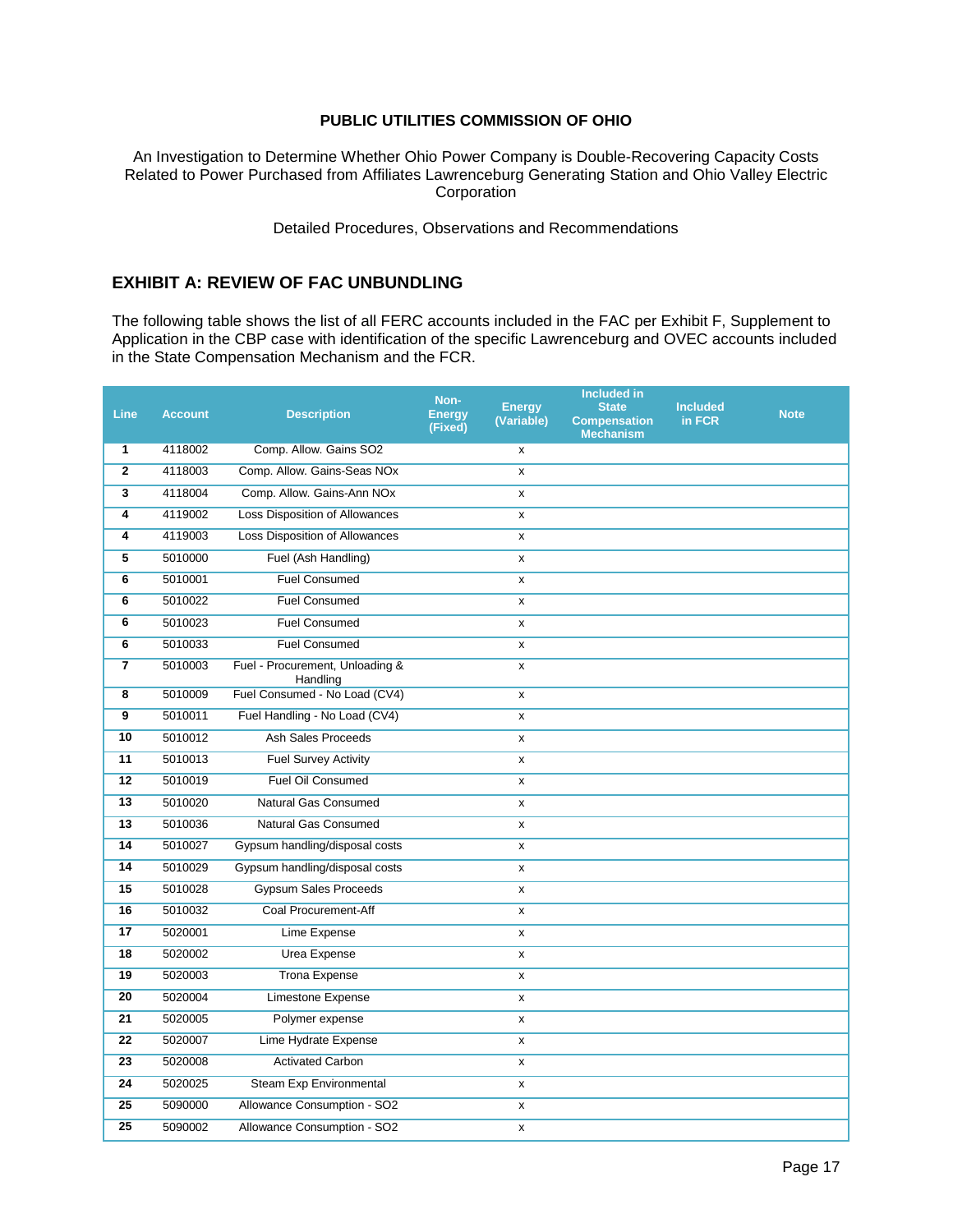**PUBLIC UTILITIES COMMISSION OF OHIO**

An Investigation to Determine Whether Ohio Power Company is Double-Recovering Capacity Costs Related to Power Purchased from Affiliates Lawrenceburg Generating Station and Ohio Valley Electric Corporation

Detailed Procedures, Observations and Recommendations

## EXHIBIT A: REVIEW OF FAC UNBUNDLING

The following table shows the list of all FERC accounts included in the FAC per Exhibit F, Supplement to Application in the CBP case with identification of the specific Lawrenceburg and OVEC accounts included in the State Compensation Mechanism and the FCR.

| Line | Account | Description | Non-Energy (Fixed) | Energy (Variable) | Included in State Compensation Mechanism | Included in FCR | Note |
|---|---|---|---|---|---|---|---|
| 1 | 4118002 | Comp. Allow. Gains SO2 | | x | | | |
| 2 | 4118003 | Comp. Allow. Gains-Seas NOx | | x | | | |
| 3 | 4118004 | Comp. Allow. Gains-Ann NOx | | x | | | |
| 4 | 4119002 | Loss Disposition of Allowances | | x | | | |
| 4 | 4119003 | Loss Disposition of Allowances | | x | | | |
| 5 | 5010000 | Fuel (Ash Handling) | | x | | | |
| 6 | 5010001 | Fuel Consumed | | x | | | |
| 6 | 5010022 | Fuel Consumed | | x | | | |
| 6 | 5010023 | Fuel Consumed | | x | | | |
| 6 | 5010033 | Fuel Consumed | | x | | | |
| 7 | 5010003 | Fuel - Procurement, Unloading & Handling | | x | | | |
| 8 | 5010009 | Fuel Consumed - No Load (CV4) | | x | | | |
| 9 | 5010011 | Fuel Handling - No Load (CV4) | | x | | | |
| 10 | 5010012 | Ash Sales Proceeds | | x | | | |
| 11 | 5010013 | Fuel Survey Activity | | x | | | |
| 12 | 5010019 | Fuel Oil Consumed | | x | | | |
| 13 | 5010020 | Natural Gas Consumed | | x | | | |
| 13 | 5010036 | Natural Gas Consumed | | x | | | |
| 14 | 5010027 | Gypsum handling/disposal costs | | x | | | |
| 14 | 5010029 | Gypsum handling/disposal costs | | x | | | |
| 15 | 5010028 | Gypsum Sales Proceeds | | x | | | |
| 16 | 5010032 | Coal Procurement-Aff | | x | | | |
| 17 | 5020001 | Lime Expense | | x | | | |
| 18 | 5020002 | Urea Expense | | x | | | |
| 19 | 5020003 | Trona Expense | | x | | | |
| 20 | 5020004 | Limestone Expense | | x | | | |
| 21 | 5020005 | Polymer expense | | x | | | |
| 22 | 5020007 | Lime Hydrate Expense | | x | | | |
| 23 | 5020008 | Activated Carbon | | x | | | |
| 24 | 5020025 | Steam Exp Environmental | | x | | | |
| 25 | 5090000 | Allowance Consumption - SO2 | | x | | | |
| 25 | 5090002 | Allowance Consumption - SO2 | | x | | | |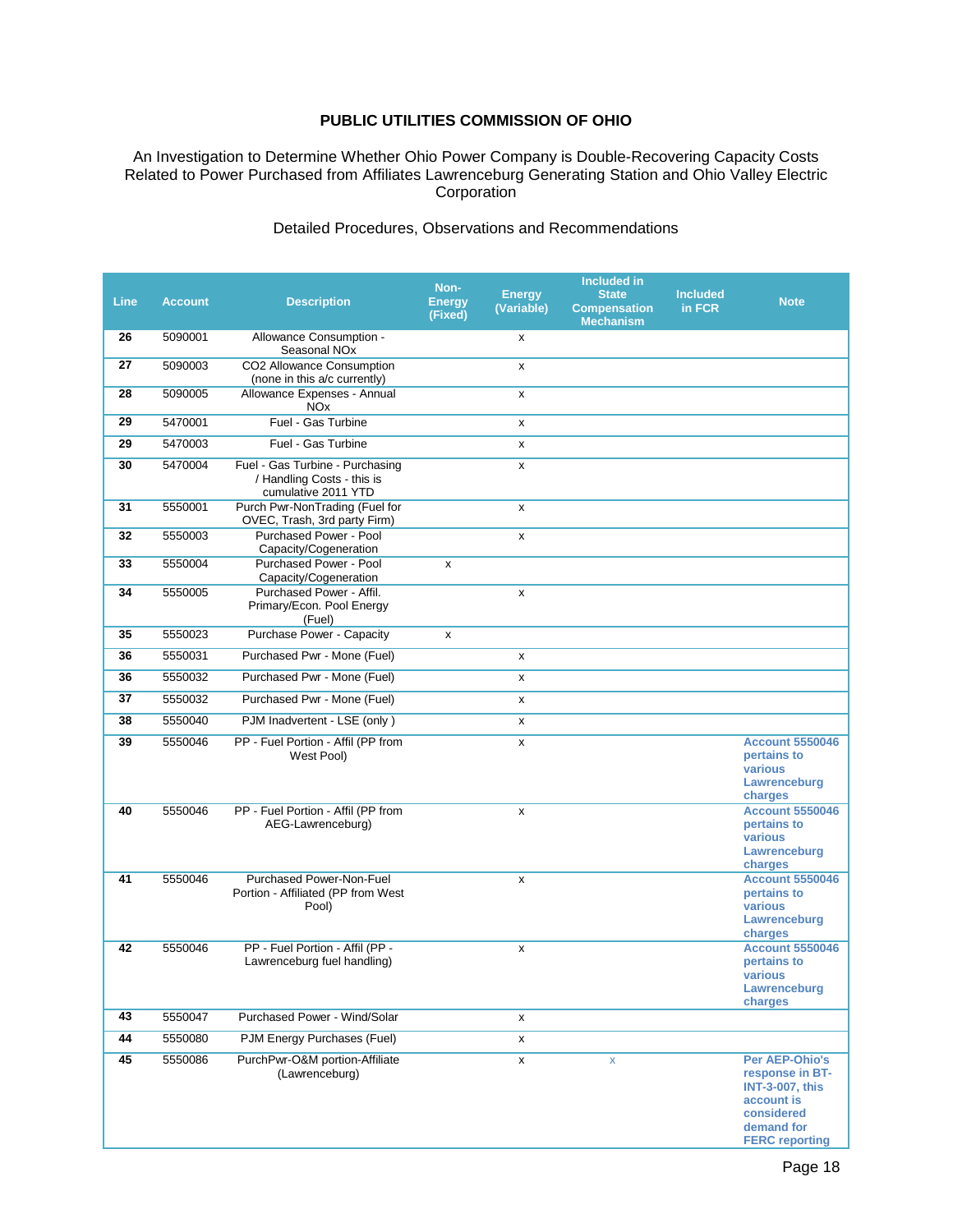**PUBLIC UTILITIES COMMISSION OF OHIO**

An Investigation to Determine Whether Ohio Power Company is Double-Recovering Capacity Costs Related to Power Purchased from Affiliates Lawrenceburg Generating Station and Ohio Valley Electric Corporation

Detailed Procedures, Observations and Recommendations

| Line | Account | Description | Non-Energy (Fixed) | Energy (Variable) | Included in State Compensation Mechanism | Included in FCR | Note |
|---|---|---|---|---|---|---|---|
| 26 | 5090001 | Allowance Consumption - Seasonal NOx | | x | | | |
| 27 | 5090003 | CO2 Allowance Consumption (none in this a/c currently) | | x | | | |
| 28 | 5090005 | Allowance Expenses - Annual NOx | | x | | | |
| 29 | 5470001 | Fuel - Gas Turbine | | x | | | |
| 29 | 5470003 | Fuel - Gas Turbine | | x | | | |
| 30 | 5470004 | Fuel - Gas Turbine - Purchasing / Handling Costs - this is cumulative 2011 YTD | | x | | | |
| 31 | 5550001 | Purch Pwr-NonTrading (Fuel for OVEC, Trash, 3rd party Firm) | | x | | | |
| 32 | 5550003 | Purchased Power - Pool Capacity/Cogeneration | | x | | | |
| 33 | 5550004 | Purchased Power - Pool Capacity/Cogeneration | x | | | | |
| 34 | 5550005 | Purchased Power - Affil. Primary/Econ. Pool Energy (Fuel) | | x | | | |
| 35 | 5550023 | Purchase Power - Capacity | x | | | | |
| 36 | 5550031 | Purchased Pwr - Mone (Fuel) | | x | | | |
| 36 | 5550032 | Purchased Pwr - Mone (Fuel) | | x | | | |
| 37 | 5550032 | Purchased Pwr - Mone (Fuel) | | x | | | |
| 38 | 5550040 | PJM Inadvertent - LSE (only ) | | x | | | |
| 39 | 5550046 | PP - Fuel Portion - Affil (PP from West Pool) | | x | | | **Account 5550046 pertains to various Lawrenceburg charges** |
| 40 | 5550046 | PP - Fuel Portion - Affil (PP from AEG-Lawrenceburg) | | x | | | **Account 5550046 pertains to various Lawrenceburg charges** |
| 41 | 5550046 | Purchased Power-Non-Fuel Portion - Affiliated (PP from West Pool) | | x | | | **Account 5550046 pertains to various Lawrenceburg charges** |
| 42 | 5550046 | PP - Fuel Portion - Affil (PP - Lawrenceburg fuel handling) | | x | | | **Account 5550046 pertains to various Lawrenceburg charges** |
| 43 | 5550047 | Purchased Power - Wind/Solar | | x | | | |
| 44 | 5550080 | PJM Energy Purchases (Fuel) | | x | | | |
| 45 | 5550086 | PurchPwr-O&M portion-Affiliate (Lawrenceburg) | | x | x | | **Per AEP-Ohio's response in BT-INT-3-007, this account is considered demand for FERC reporting** |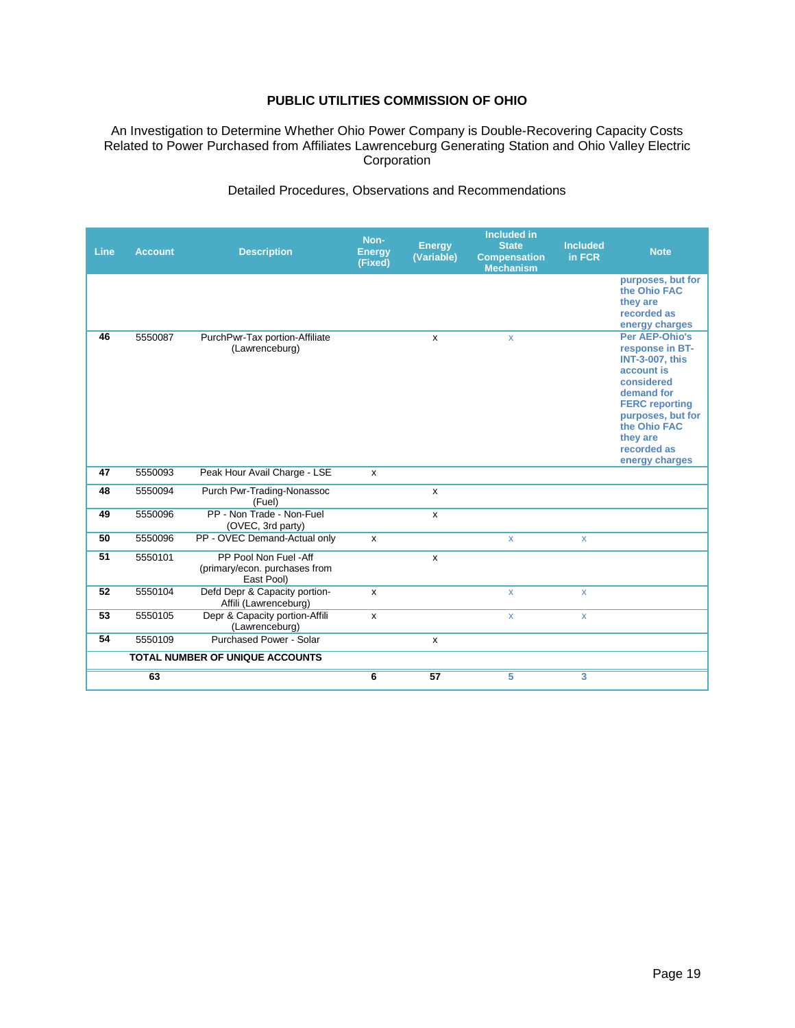**PUBLIC UTILITIES COMMISSION OF OHIO**

An Investigation to Determine Whether Ohio Power Company is Double-Recovering Capacity Costs Related to Power Purchased from Affiliates Lawrenceburg Generating Station and Ohio Valley Electric Corporation

Detailed Procedures, Observations and Recommendations

| Line | Account | Description | Non-Energy (Fixed) | Energy (Variable) | Included in State Compensation Mechanism | Included in FCR | Note |
|---|---|---|---|---|---|---|---|
| | | | | | | | purposes, but for the Ohio FAC they are recorded as energy charges |
| 46 | 5550087 | PurchPwr-Tax portion-Affiliate (Lawrenceburg) | | x | x | | Per AEP-Ohio's response in BT-INT-3-007, this account is considered demand for FERC reporting purposes, but for the Ohio FAC they are recorded as energy charges |
| 47 | 5550093 | Peak Hour Avail Charge - LSE | x | | | | |
| 48 | 5550094 | Purch Pwr-Trading-Nonassoc (Fuel) | | x | | | |
| 49 | 5550096 | PP - Non Trade - Non-Fuel (OVEC, 3rd party) | | x | | | |
| 50 | 5550096 | PP - OVEC Demand-Actual only | x | | x | x | |
| 51 | 5550101 | PP Pool Non Fuel -Aff (primary/econ. purchases from East Pool) | | x | | | |
| 52 | 5550104 | Defd Depr & Capacity portion-Affili (Lawrenceburg) | x | | x | x | |
| 53 | 5550105 | Depr & Capacity portion-Affili (Lawrenceburg) | x | | x | x | |
| 54 | 5550109 | Purchased Power - Solar | | x | | | |
| | **TOTAL NUMBER OF UNIQUE ACCOUNTS** | | | | | | |
| | **63** | | **6** | **57** | **5** | **3** | |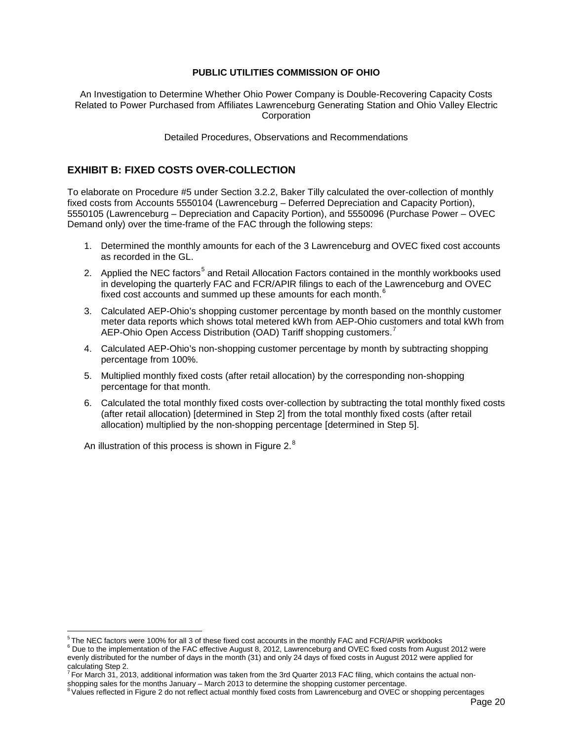**PUBLIC UTILITIES COMMISSION OF OHIO**

An Investigation to Determine Whether Ohio Power Company is Double-Recovering Capacity Costs Related to Power Purchased from Affiliates Lawrenceburg Generating Station and Ohio Valley Electric Corporation

Detailed Procedures, Observations and Recommendations

## EXHIBIT B: FIXED COSTS OVER-COLLECTION

To elaborate on Procedure #5 under Section 3.2.2, Baker Tilly calculated the over-collection of monthly fixed costs from Accounts 5550104 (Lawrenceburg – Deferred Depreciation and Capacity Portion), 5550105 (Lawrenceburg – Depreciation and Capacity Portion), and 5550096 (Purchase Power – OVEC Demand only) over the time-frame of the FAC through the following steps:

1. Determined the monthly amounts for each of the 3 Lawrenceburg and OVEC fixed cost accounts as recorded in the GL.
2. Applied the NEC factors[5] and Retail Allocation Factors contained in the monthly workbooks used in developing the quarterly FAC and FCR/APIR filings to each of the Lawrenceburg and OVEC fixed cost accounts and summed up these amounts for each month.[6]
3. Calculated AEP-Ohio's shopping customer percentage by month based on the monthly customer meter data reports which shows total metered kWh from AEP-Ohio customers and total kWh from AEP-Ohio Open Access Distribution (OAD) Tariff shopping customers.[7]
4. Calculated AEP-Ohio's non-shopping customer percentage by month by subtracting shopping percentage from 100%.
5. Multiplied monthly fixed costs (after retail allocation) by the corresponding non-shopping percentage for that month.
6. Calculated the total monthly fixed costs over-collection by subtracting the total monthly fixed costs (after retail allocation) [determined in Step 2] from the total monthly fixed costs (after retail allocation) multiplied by the non-shopping percentage [determined in Step 5].

An illustration of this process is shown in Figure 2.[8]

---

[5] The NEC factors were 100% for all 3 of these fixed cost accounts in the monthly FAC and FCR/APIR workbooks

[6] Due to the implementation of the FAC effective August 8, 2012, Lawrenceburg and OVEC fixed costs from August 2012 were evenly distributed for the number of days in the month (31) and only 24 days of fixed costs in August 2012 were applied for calculating Step 2.

[7] For March 31, 2013, additional information was taken from the 3rd Quarter 2013 FAC filing, which contains the actual non-shopping sales for the months January – March 2013 to determine the shopping customer percentage.

[8] Values reflected in Figure 2 do not reflect actual monthly fixed costs from Lawrenceburg and OVEC or shopping percentages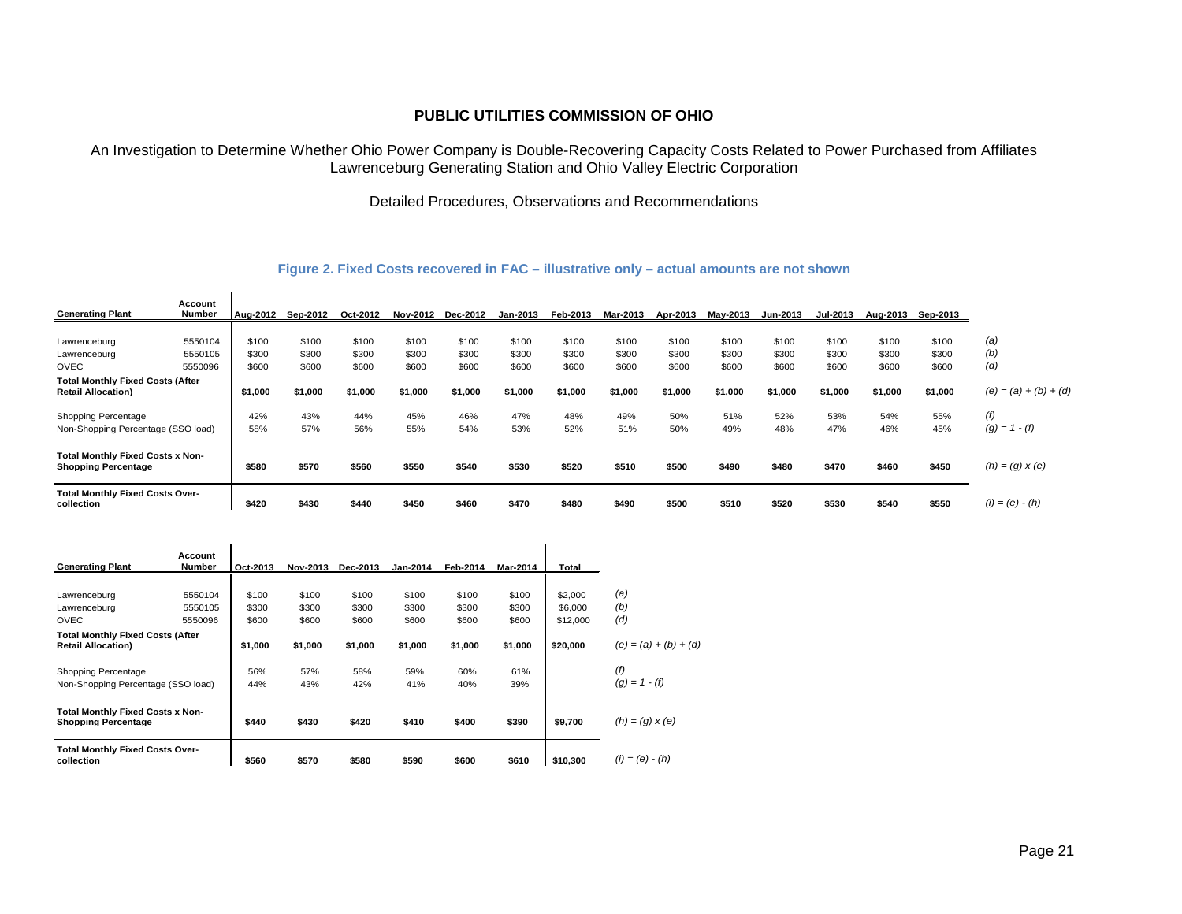## PUBLIC UTILITIES COMMISSION OF OHIO

An Investigation to Determine Whether Ohio Power Company is Double-Recovering Capacity Costs Related to Power Purchased from Affiliates Lawrenceburg Generating Station and Ohio Valley Electric Corporation

Detailed Procedures, Observations and Recommendations

**Figure 2. Fixed Costs recovered in FAC – illustrative only – actual amounts are not shown**

| Generating Plant | Account Number | Aug-2012 | Sep-2012 | Oct-2012 | Nov-2012 | Dec-2012 | Jan-2013 | Feb-2013 | Mar-2013 | Apr-2013 | May-2013 | Jun-2013 | Jul-2013 | Aug-2013 | Sep-2013 | |
|---|---|---|---|---|---|---|---|---|---|---|---|---|---|---|---|---|
| Lawrenceburg | 5550104 | $100 | $100 | $100 | $100 | $100 | $100 | $100 | $100 | $100 | $100 | $100 | $100 | $100 | $100 | *(a)* |
| Lawrenceburg | 5550105 | $300 | $300 | $300 | $300 | $300 | $300 | $300 | $300 | $300 | $300 | $300 | $300 | $300 | $300 | *(b)* |
| OVEC | 5550096 | $600 | $600 | $600 | $600 | $600 | $600 | $600 | $600 | $600 | $600 | $600 | $600 | $600 | $600 | *(d)* |
| **Total Monthly Fixed Costs (After Retail Allocation)** | | **$1,000** | **$1,000** | **$1,000** | **$1,000** | **$1,000** | **$1,000** | **$1,000** | **$1,000** | **$1,000** | **$1,000** | **$1,000** | **$1,000** | **$1,000** | **$1,000** | *(e) = (a) + (b) + (d)* |
| Shopping Percentage | | 42% | 43% | 44% | 45% | 46% | 47% | 48% | 49% | 50% | 51% | 52% | 53% | 54% | 55% | *(f)* |
| Non-Shopping Percentage (SSO load) | | 58% | 57% | 56% | 55% | 54% | 53% | 52% | 51% | 50% | 49% | 48% | 47% | 46% | 45% | *(g) = 1 - (f)* |
| **Total Monthly Fixed Costs x Non-Shopping Percentage** | | **$580** | **$570** | **$560** | **$550** | **$540** | **$530** | **$520** | **$510** | **$500** | **$490** | **$480** | **$470** | **$460** | **$450** | *(h) = (g) x (e)* |
| **Total Monthly Fixed Costs Over-collection** | | **$420** | **$430** | **$440** | **$450** | **$460** | **$470** | **$480** | **$490** | **$500** | **$510** | **$520** | **$530** | **$540** | **$550** | *(i) = (e) - (h)* |

| Generating Plant | Account Number | Oct-2013 | Nov-2013 | Dec-2013 | Jan-2014 | Feb-2014 | Mar-2014 | Total | |
|---|---|---|---|---|---|---|---|---|---|
| Lawrenceburg | 5550104 | $100 | $100 | $100 | $100 | $100 | $100 | $2,000 | *(a)* |
| Lawrenceburg | 5550105 | $300 | $300 | $300 | $300 | $300 | $300 | $6,000 | *(b)* |
| OVEC | 5550096 | $600 | $600 | $600 | $600 | $600 | $600 | $12,000 | *(d)* |
| **Total Monthly Fixed Costs (After Retail Allocation)** | | **$1,000** | **$1,000** | **$1,000** | **$1,000** | **$1,000** | **$1,000** | **$20,000** | *(e) = (a) + (b) + (d)* |
| Shopping Percentage | | 56% | 57% | 58% | 59% | 60% | 61% | | *(f)* |
| Non-Shopping Percentage (SSO load) | | 44% | 43% | 42% | 41% | 40% | 39% | | *(g) = 1 - (f)* |
| **Total Monthly Fixed Costs x Non-Shopping Percentage** | | **$440** | **$430** | **$420** | **$410** | **$400** | **$390** | **$9,700** | *(h) = (g) x (e)* |
| **Total Monthly Fixed Costs Over-collection** | | **$560** | **$570** | **$580** | **$590** | **$600** | **$610** | **$10,300** | *(i) = (e) - (h)* |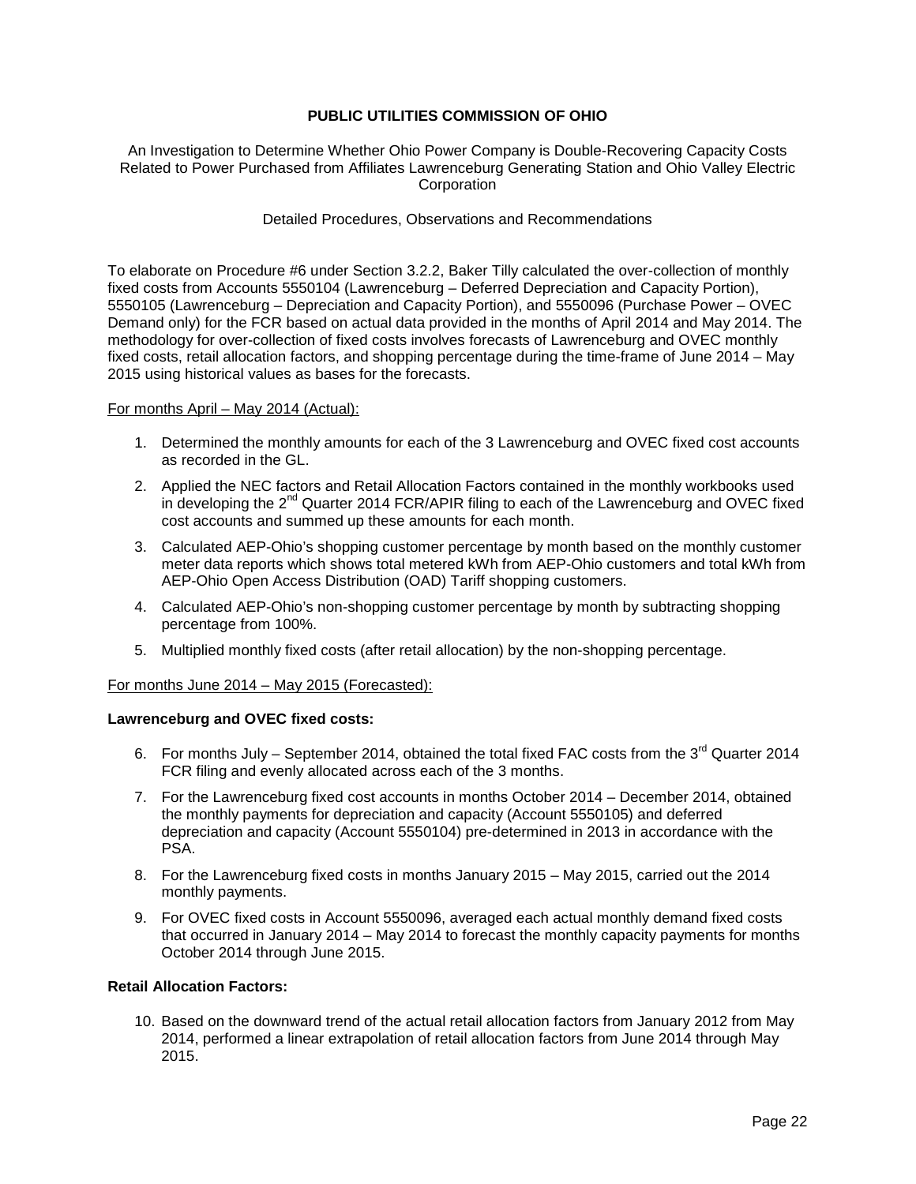**PUBLIC UTILITIES COMMISSION OF OHIO**

An Investigation to Determine Whether Ohio Power Company is Double-Recovering Capacity Costs Related to Power Purchased from Affiliates Lawrenceburg Generating Station and Ohio Valley Electric Corporation

Detailed Procedures, Observations and Recommendations

To elaborate on Procedure #6 under Section 3.2.2, Baker Tilly calculated the over-collection of monthly fixed costs from Accounts 5550104 (Lawrenceburg – Deferred Depreciation and Capacity Portion), 5550105 (Lawrenceburg – Depreciation and Capacity Portion), and 5550096 (Purchase Power – OVEC Demand only) for the FCR based on actual data provided in the months of April 2014 and May 2014. The methodology for over-collection of fixed costs involves forecasts of Lawrenceburg and OVEC monthly fixed costs, retail allocation factors, and shopping percentage during the time-frame of June 2014 – May 2015 using historical values as bases for the forecasts.

For months April – May 2014 (Actual):

1. Determined the monthly amounts for each of the 3 Lawrenceburg and OVEC fixed cost accounts as recorded in the GL.
2. Applied the NEC factors and Retail Allocation Factors contained in the monthly workbooks used in developing the 2nd Quarter 2014 FCR/APIR filing to each of the Lawrenceburg and OVEC fixed cost accounts and summed up these amounts for each month.
3. Calculated AEP-Ohio's shopping customer percentage by month based on the monthly customer meter data reports which shows total metered kWh from AEP-Ohio customers and total kWh from AEP-Ohio Open Access Distribution (OAD) Tariff shopping customers.
4. Calculated AEP-Ohio's non-shopping customer percentage by month by subtracting shopping percentage from 100%.
5. Multiplied monthly fixed costs (after retail allocation) by the non-shopping percentage.

For months June 2014 – May 2015 (Forecasted):

**Lawrenceburg and OVEC fixed costs:**

6. For months July – September 2014, obtained the total fixed FAC costs from the 3rd Quarter 2014 FCR filing and evenly allocated across each of the 3 months.
7. For the Lawrenceburg fixed cost accounts in months October 2014 – December 2014, obtained the monthly payments for depreciation and capacity (Account 5550105) and deferred depreciation and capacity (Account 5550104) pre-determined in 2013 in accordance with the PSA.
8. For the Lawrenceburg fixed costs in months January 2015 – May 2015, carried out the 2014 monthly payments.
9. For OVEC fixed costs in Account 5550096, averaged each actual monthly demand fixed costs that occurred in January 2014 – May 2014 to forecast the monthly capacity payments for months October 2014 through June 2015.

**Retail Allocation Factors:**

10. Based on the downward trend of the actual retail allocation factors from January 2012 from May 2014, performed a linear extrapolation of retail allocation factors from June 2014 through May 2015.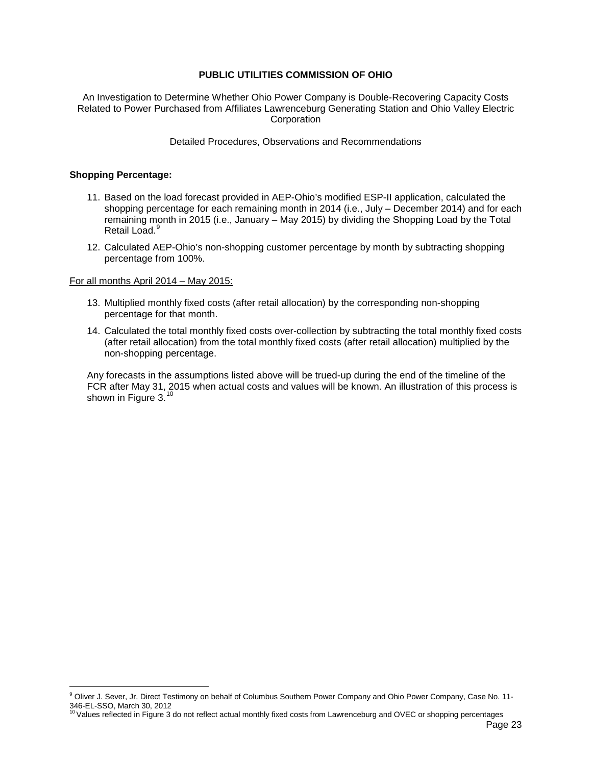**PUBLIC UTILITIES COMMISSION OF OHIO**

An Investigation to Determine Whether Ohio Power Company is Double-Recovering Capacity Costs Related to Power Purchased from Affiliates Lawrenceburg Generating Station and Ohio Valley Electric Corporation

Detailed Procedures, Observations and Recommendations

**Shopping Percentage:**

11. Based on the load forecast provided in AEP-Ohio's modified ESP-II application, calculated the shopping percentage for each remaining month in 2014 (i.e., July – December 2014) and for each remaining month in 2015 (i.e., January – May 2015) by dividing the Shopping Load by the Total Retail Load.[9]
12. Calculated AEP-Ohio's non-shopping customer percentage by month by subtracting shopping percentage from 100%.

For all months April 2014 – May 2015:

13. Multiplied monthly fixed costs (after retail allocation) by the corresponding non-shopping percentage for that month.
14. Calculated the total monthly fixed costs over-collection by subtracting the total monthly fixed costs (after retail allocation) from the total monthly fixed costs (after retail allocation) multiplied by the non-shopping percentage.

Any forecasts in the assumptions listed above will be trued-up during the end of the timeline of the FCR after May 31, 2015 when actual costs and values will be known. An illustration of this process is shown in Figure 3.[10]

---

[9] Oliver J. Sever, Jr. Direct Testimony on behalf of Columbus Southern Power Company and Ohio Power Company, Case No. 11-346-EL-SSO, March 30, 2012

[10] Values reflected in Figure 3 do not reflect actual monthly fixed costs from Lawrenceburg and OVEC or shopping percentages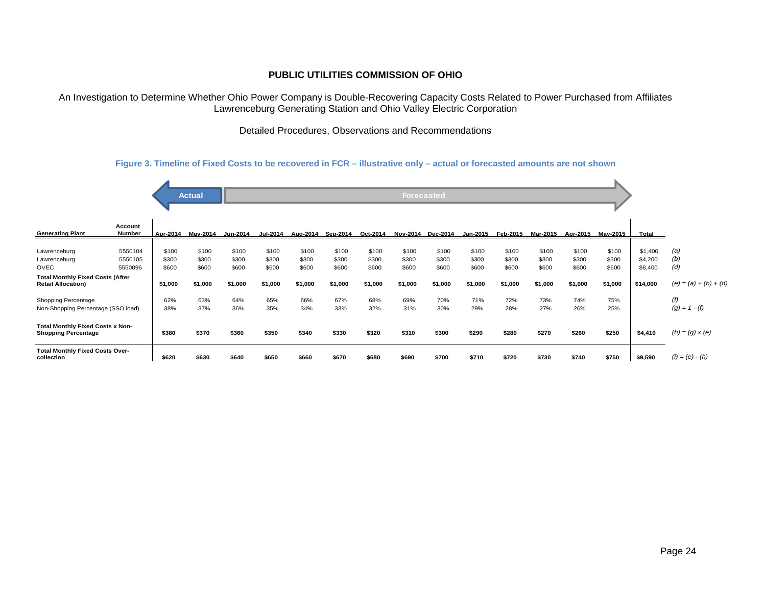**PUBLIC UTILITIES COMMISSION OF OHIO**

An Investigation to Determine Whether Ohio Power Company is Double-Recovering Capacity Costs Related to Power Purchased from Affiliates Lawrenceburg Generating Station and Ohio Valley Electric Corporation

Detailed Procedures, Observations and Recommendations

**Figure 3. Timeline of Fixed Costs to be recovered in FCR – illustrative only – actual or forecasted amounts are not shown**

| | | **Actual** | **Forecasted** | | | | | | | | | | | | | | |
|---|---|---|---|---|---|---|---|---|---|---|---|---|---|---|---|---|---|
| **Generating Plant** | **Account Number** | **Apr-2014** | **May-2014** | **Jun-2014** | **Jul-2014** | **Aug-2014** | **Sep-2014** | **Oct-2014** | **Nov-2014** | **Dec-2014** | **Jan-2015** | **Feb-2015** | **Mar-2015** | **Apr-2015** | **May-2015** | **Total** | |
| Lawrenceburg | 5550104 | $100 | $100 | $100 | $100 | $100 | $100 | $100 | $100 | $100 | $100 | $100 | $100 | $100 | $100 | $1,400 | *(a)* |
| Lawrenceburg | 5550105 | $300 | $300 | $300 | $300 | $300 | $300 | $300 | $300 | $300 | $300 | $300 | $300 | $300 | $300 | $4,200 | *(b)* |
| OVEC | 5550096 | $600 | $600 | $600 | $600 | $600 | $600 | $600 | $600 | $600 | $600 | $600 | $600 | $600 | $600 | $8,400 | *(d)* |
| **Total Monthly Fixed Costs (After Retail Allocation)** | | **$1,000** | **$1,000** | **$1,000** | **$1,000** | **$1,000** | **$1,000** | **$1,000** | **$1,000** | **$1,000** | **$1,000** | **$1,000** | **$1,000** | **$1,000** | **$1,000** | **$14,000** | *(e) = (a) + (b) + (d)* |
| Shopping Percentage | | 62% | 63% | 64% | 65% | 66% | 67% | 68% | 69% | 70% | 71% | 72% | 73% | 74% | 75% | | *(f)* |
| Non-Shopping Percentage (SSO load) | | 38% | 37% | 36% | 35% | 34% | 33% | 32% | 31% | 30% | 29% | 28% | 27% | 26% | 25% | | *(g) = 1 - (f)* |
| **Total Monthly Fixed Costs x Non-Shopping Percentage** | | **$380** | **$370** | **$360** | **$350** | **$340** | **$330** | **$320** | **$310** | **$300** | **$290** | **$280** | **$270** | **$260** | **$250** | **$4,410** | *(h) = (g) x (e)* |
| **Total Monthly Fixed Costs Over-collection** | | **$620** | **$630** | **$640** | **$650** | **$660** | **$670** | **$680** | **$690** | **$700** | **$710** | **$720** | **$730** | **$740** | **$750** | **$9,590** | *(i) = (e) - (h)* |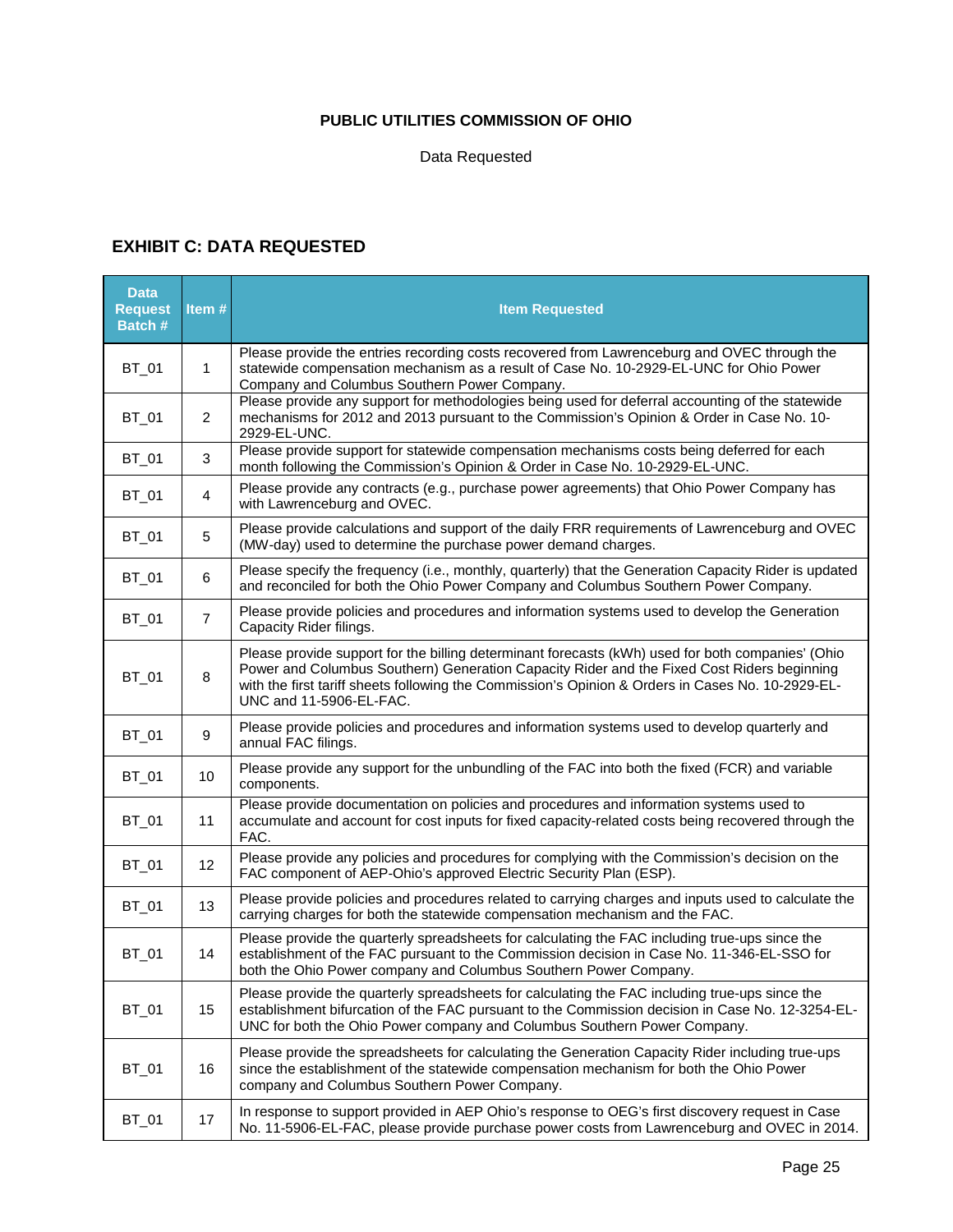**PUBLIC UTILITIES COMMISSION OF OHIO**

Data Requested

## EXHIBIT C: DATA REQUESTED

| Data Request Batch # | Item # | Item Requested |
|---|---|---|
| BT_01 | 1 | Please provide the entries recording costs recovered from Lawrenceburg and OVEC through the statewide compensation mechanism as a result of Case No. 10-2929-EL-UNC for Ohio Power Company and Columbus Southern Power Company. |
| BT_01 | 2 | Please provide any support for methodologies being used for deferral accounting of the statewide mechanisms for 2012 and 2013 pursuant to the Commission's Opinion & Order in Case No. 10-2929-EL-UNC. |
| BT_01 | 3 | Please provide support for statewide compensation mechanisms costs being deferred for each month following the Commission's Opinion & Order in Case No. 10-2929-EL-UNC. |
| BT_01 | 4 | Please provide any contracts (e.g., purchase power agreements) that Ohio Power Company has with Lawrenceburg and OVEC. |
| BT_01 | 5 | Please provide calculations and support of the daily FRR requirements of Lawrenceburg and OVEC (MW-day) used to determine the purchase power demand charges. |
| BT_01 | 6 | Please specify the frequency (i.e., monthly, quarterly) that the Generation Capacity Rider is updated and reconciled for both the Ohio Power Company and Columbus Southern Power Company. |
| BT_01 | 7 | Please provide policies and procedures and information systems used to develop the Generation Capacity Rider filings. |
| BT_01 | 8 | Please provide support for the billing determinant forecasts (kWh) used for both companies' (Ohio Power and Columbus Southern) Generation Capacity Rider and the Fixed Cost Riders beginning with the first tariff sheets following the Commission's Opinion & Orders in Cases No. 10-2929-EL-UNC and 11-5906-EL-FAC. |
| BT_01 | 9 | Please provide policies and procedures and information systems used to develop quarterly and annual FAC filings. |
| BT_01 | 10 | Please provide any support for the unbundling of the FAC into both the fixed (FCR) and variable components. |
| BT_01 | 11 | Please provide documentation on policies and procedures and information systems used to accumulate and account for cost inputs for fixed capacity-related costs being recovered through the FAC. |
| BT_01 | 12 | Please provide any policies and procedures for complying with the Commission's decision on the FAC component of AEP-Ohio's approved Electric Security Plan (ESP). |
| BT_01 | 13 | Please provide policies and procedures related to carrying charges and inputs used to calculate the carrying charges for both the statewide compensation mechanism and the FAC. |
| BT_01 | 14 | Please provide the quarterly spreadsheets for calculating the FAC including true-ups since the establishment of the FAC pursuant to the Commission decision in Case No. 11-346-EL-SSO for both the Ohio Power company and Columbus Southern Power Company. |
| BT_01 | 15 | Please provide the quarterly spreadsheets for calculating the FAC including true-ups since the establishment bifurcation of the FAC pursuant to the Commission decision in Case No. 12-3254-EL-UNC for both the Ohio Power company and Columbus Southern Power Company. |
| BT_01 | 16 | Please provide the spreadsheets for calculating the Generation Capacity Rider including true-ups since the establishment of the statewide compensation mechanism for both the Ohio Power company and Columbus Southern Power Company. |
| BT_01 | 17 | In response to support provided in AEP Ohio's response to OEG's first discovery request in Case No. 11-5906-EL-FAC, please provide purchase power costs from Lawrenceburg and OVEC in 2014. |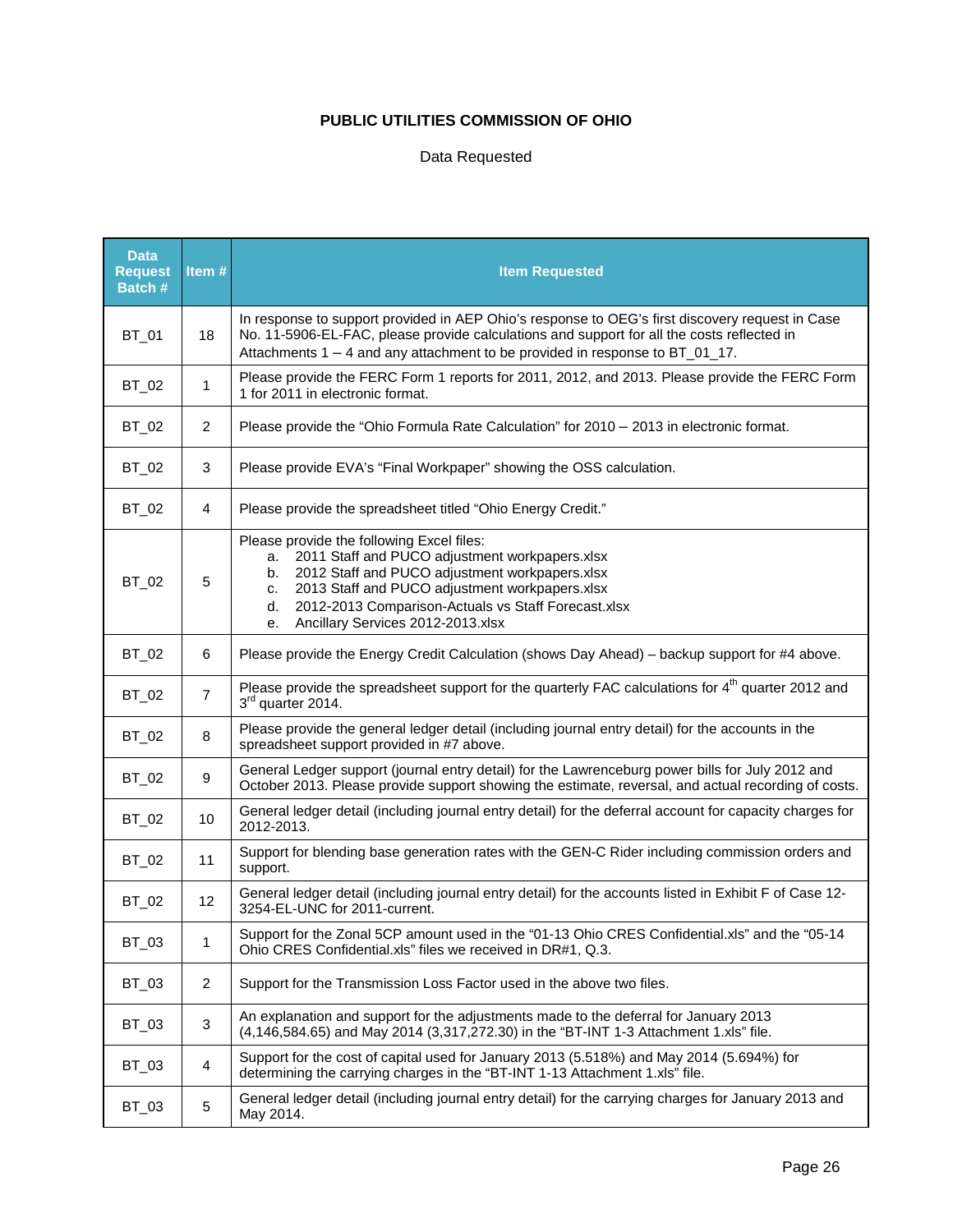**PUBLIC UTILITIES COMMISSION OF OHIO**

Data Requested

| Data Request Batch # | Item # | Item Requested |
|---|---|---|
| BT_01 | 18 | In response to support provided in AEP Ohio's response to OEG's first discovery request in Case No. 11-5906-EL-FAC, please provide calculations and support for all the costs reflected in Attachments 1 – 4 and any attachment to be provided in response to BT_01_17. |
| BT_02 | 1 | Please provide the FERC Form 1 reports for 2011, 2012, and 2013. Please provide the FERC Form 1 for 2011 in electronic format. |
| BT_02 | 2 | Please provide the "Ohio Formula Rate Calculation" for 2010 – 2013 in electronic format. |
| BT_02 | 3 | Please provide EVA's "Final Workpaper" showing the OSS calculation. |
| BT_02 | 4 | Please provide the spreadsheet titled "Ohio Energy Credit." |
| BT_02 | 5 | Please provide the following Excel files:<br>a. 2011 Staff and PUCO adjustment workpapers.xlsx<br>b. 2012 Staff and PUCO adjustment workpapers.xlsx<br>c. 2013 Staff and PUCO adjustment workpapers.xlsx<br>d. 2012-2013 Comparison-Actuals vs Staff Forecast.xlsx<br>e. Ancillary Services 2012-2013.xlsx |
| BT_02 | 6 | Please provide the Energy Credit Calculation (shows Day Ahead) – backup support for #4 above. |
| BT_02 | 7 | Please provide the spreadsheet support for the quarterly FAC calculations for 4th quarter 2012 and 3rd quarter 2014. |
| BT_02 | 8 | Please provide the general ledger detail (including journal entry detail) for the accounts in the spreadsheet support provided in #7 above. |
| BT_02 | 9 | General Ledger support (journal entry detail) for the Lawrenceburg power bills for July 2012 and October 2013. Please provide support showing the estimate, reversal, and actual recording of costs. |
| BT_02 | 10 | General ledger detail (including journal entry detail) for the deferral account for capacity charges for 2012-2013. |
| BT_02 | 11 | Support for blending base generation rates with the GEN-C Rider including commission orders and support. |
| BT_02 | 12 | General ledger detail (including journal entry detail) for the accounts listed in Exhibit F of Case 12-3254-EL-UNC for 2011-current. |
| BT_03 | 1 | Support for the Zonal 5CP amount used in the "01-13 Ohio CRES Confidential.xls" and the "05-14 Ohio CRES Confidential.xls" files we received in DR#1, Q.3. |
| BT_03 | 2 | Support for the Transmission Loss Factor used in the above two files. |
| BT_03 | 3 | An explanation and support for the adjustments made to the deferral for January 2013 (4,146,584.65) and May 2014 (3,317,272.30) in the "BT-INT 1-3 Attachment 1.xls" file. |
| BT_03 | 4 | Support for the cost of capital used for January 2013 (5.518%) and May 2014 (5.694%) for determining the carrying charges in the "BT-INT 1-13 Attachment 1.xls" file. |
| BT_03 | 5 | General ledger detail (including journal entry detail) for the carrying charges for January 2013 and May 2014. |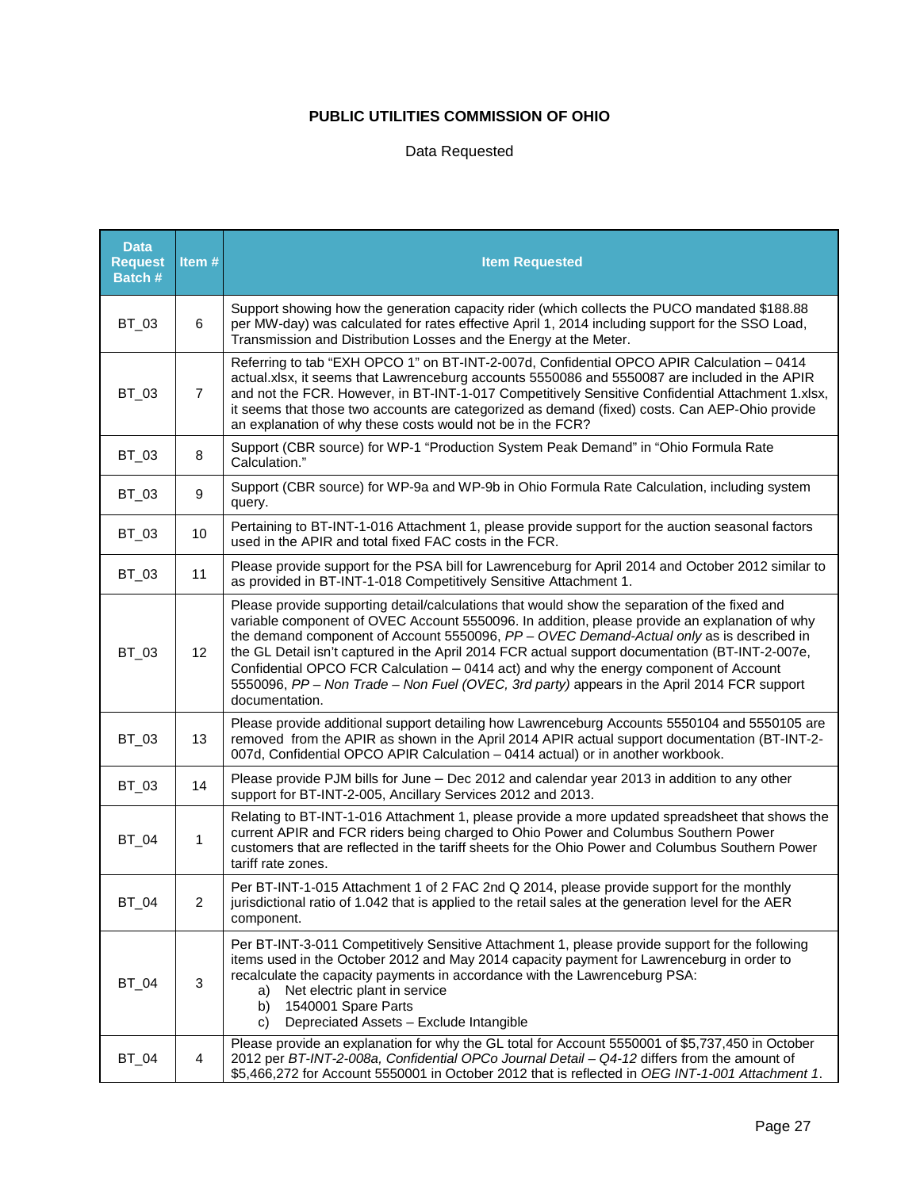**PUBLIC UTILITIES COMMISSION OF OHIO**

Data Requested

| Data Request Batch # | Item # | Item Requested |
|---|---|---|
| BT_03 | 6 | Support showing how the generation capacity rider (which collects the PUCO mandated $188.88 per MW-day) was calculated for rates effective April 1, 2014 including support for the SSO Load, Transmission and Distribution Losses and the Energy at the Meter. |
| BT_03 | 7 | Referring to tab "EXH OPCO 1" on BT-INT-2-007d, Confidential OPCO APIR Calculation – 0414 actual.xlsx, it seems that Lawrenceburg accounts 5550086 and 5550087 are included in the APIR and not the FCR. However, in BT-INT-1-017 Competitively Sensitive Confidential Attachment 1.xlsx, it seems that those two accounts are categorized as demand (fixed) costs. Can AEP-Ohio provide an explanation of why these costs would not be in the FCR? |
| BT_03 | 8 | Support (CBR source) for WP-1 "Production System Peak Demand" in "Ohio Formula Rate Calculation." |
| BT_03 | 9 | Support (CBR source) for WP-9a and WP-9b in Ohio Formula Rate Calculation, including system query. |
| BT_03 | 10 | Pertaining to BT-INT-1-016 Attachment 1, please provide support for the auction seasonal factors used in the APIR and total fixed FAC costs in the FCR. |
| BT_03 | 11 | Please provide support for the PSA bill for Lawrenceburg for April 2014 and October 2012 similar to as provided in BT-INT-1-018 Competitively Sensitive Attachment 1. |
| BT_03 | 12 | Please provide supporting detail/calculations that would show the separation of the fixed and variable component of OVEC Account 5550096. In addition, please provide an explanation of why the demand component of Account 5550096, *PP – OVEC Demand-Actual only* as is described in the GL Detail isn't captured in the April 2014 FCR actual support documentation (BT-INT-2-007e, Confidential OPCO FCR Calculation – 0414 act) and why the energy component of Account 5550096, *PP – Non Trade – Non Fuel (OVEC, 3rd party)* appears in the April 2014 FCR support documentation. |
| BT_03 | 13 | Please provide additional support detailing how Lawrenceburg Accounts 5550104 and 5550105 are removed from the APIR as shown in the April 2014 APIR actual support documentation (BT-INT-2-007d, Confidential OPCO APIR Calculation – 0414 actual) or in another workbook. |
| BT_03 | 14 | Please provide PJM bills for June – Dec 2012 and calendar year 2013 in addition to any other support for BT-INT-2-005, Ancillary Services 2012 and 2013. |
| BT_04 | 1 | Relating to BT-INT-1-016 Attachment 1, please provide a more updated spreadsheet that shows the current APIR and FCR riders being charged to Ohio Power and Columbus Southern Power customers that are reflected in the tariff sheets for the Ohio Power and Columbus Southern Power tariff rate zones. |
| BT_04 | 2 | Per BT-INT-1-015 Attachment 1 of 2 FAC 2nd Q 2014, please provide support for the monthly jurisdictional ratio of 1.042 that is applied to the retail sales at the generation level for the AER component. |
| BT_04 | 3 | Per BT-INT-3-011 Competitively Sensitive Attachment 1, please provide support for the following items used in the October 2012 and May 2014 capacity payment for Lawrenceburg in order to recalculate the capacity payments in accordance with the Lawrenceburg PSA:<br>a) Net electric plant in service<br>b) 1540001 Spare Parts<br>c) Depreciated Assets – Exclude Intangible |
| BT_04 | 4 | Please provide an explanation for why the GL total for Account 5550001 of $5,737,450 in October 2012 per *BT-INT-2-008a, Confidential OPCo Journal Detail – Q4-12* differs from the amount of $5,466,272 for Account 5550001 in October 2012 that is reflected in *OEG INT-1-001 Attachment 1*. |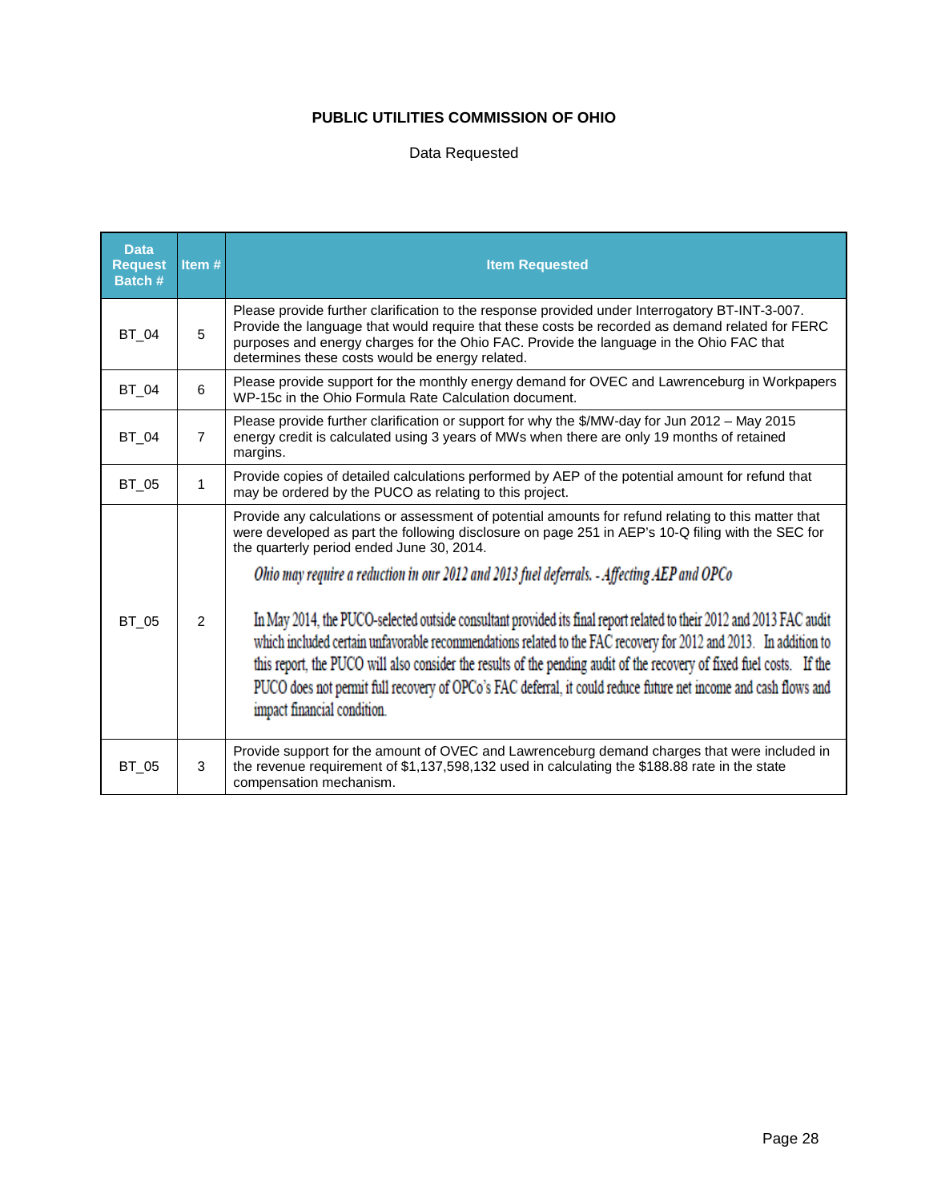**PUBLIC UTILITIES COMMISSION OF OHIO**

Data Requested

| Data Request Batch # | Item # | Item Requested |
|---|---|---|
| BT_04 | 5 | Please provide further clarification to the response provided under Interrogatory BT-INT-3-007. Provide the language that would require that these costs be recorded as demand related for FERC purposes and energy charges for the Ohio FAC. Provide the language in the Ohio FAC that determines these costs would be energy related. |
| BT_04 | 6 | Please provide support for the monthly energy demand for OVEC and Lawrenceburg in Workpapers WP-15c in the Ohio Formula Rate Calculation document. |
| BT_04 | 7 | Please provide further clarification or support for why the $/MW-day for Jun 2012 – May 2015 energy credit is calculated using 3 years of MWs when there are only 19 months of retained margins. |
| BT_05 | 1 | Provide copies of detailed calculations performed by AEP of the potential amount for refund that may be ordered by the PUCO as relating to this project. |
| BT_05 | 2 | Provide any calculations or assessment of potential amounts for refund relating to this matter that were developed as part the following disclosure on page 251 in AEP's 10-Q filing with the SEC for the quarterly period ended June 30, 2014.<br><br>*Ohio may require a reduction in our 2012 and 2013 fuel deferrals. - Affecting AEP and OPCo*<br><br>In May 2014, the PUCO-selected outside consultant provided its final report related to their 2012 and 2013 FAC audit which included certain unfavorable recommendations related to the FAC recovery for 2012 and 2013. In addition to this report, the PUCO will also consider the results of the pending audit of the recovery of fixed fuel costs. If the PUCO does not permit full recovery of OPCo's FAC deferral, it could reduce future net income and cash flows and impact financial condition. |
| BT_05 | 3 | Provide support for the amount of OVEC and Lawrenceburg demand charges that were included in the revenue requirement of $1,137,598,132 used in calculating the $188.88 rate in the state compensation mechanism. |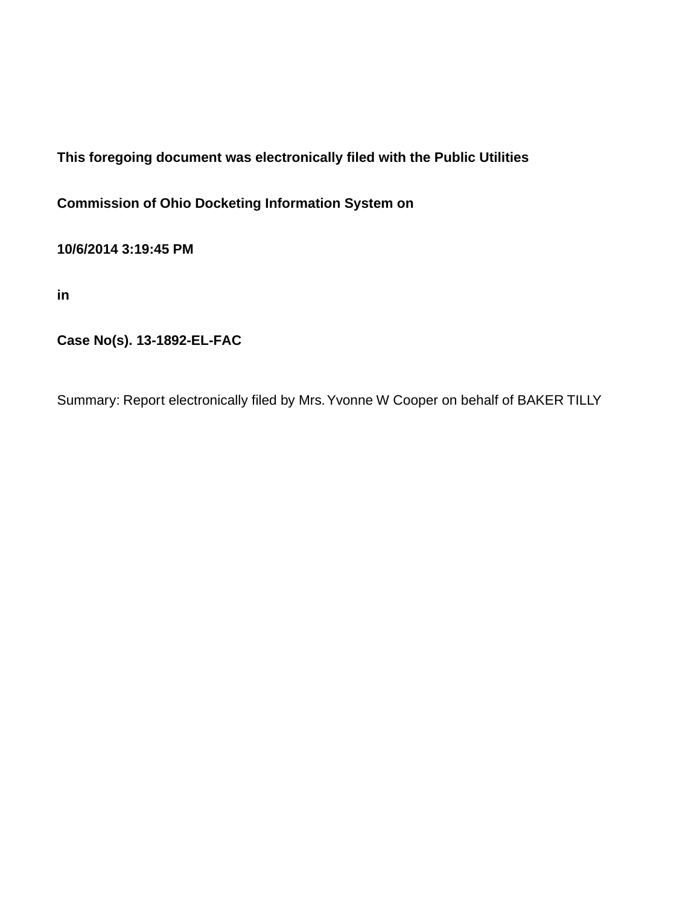**This foregoing document was electronically filed with the Public Utilities**

**Commission of Ohio Docketing Information System on**

**10/6/2014 3:19:45 PM**

**in**

**Case No(s). 13-1892-EL-FAC**

Summary: Report electronically filed by Mrs. Yvonne W Cooper on behalf of BAKER TILLY